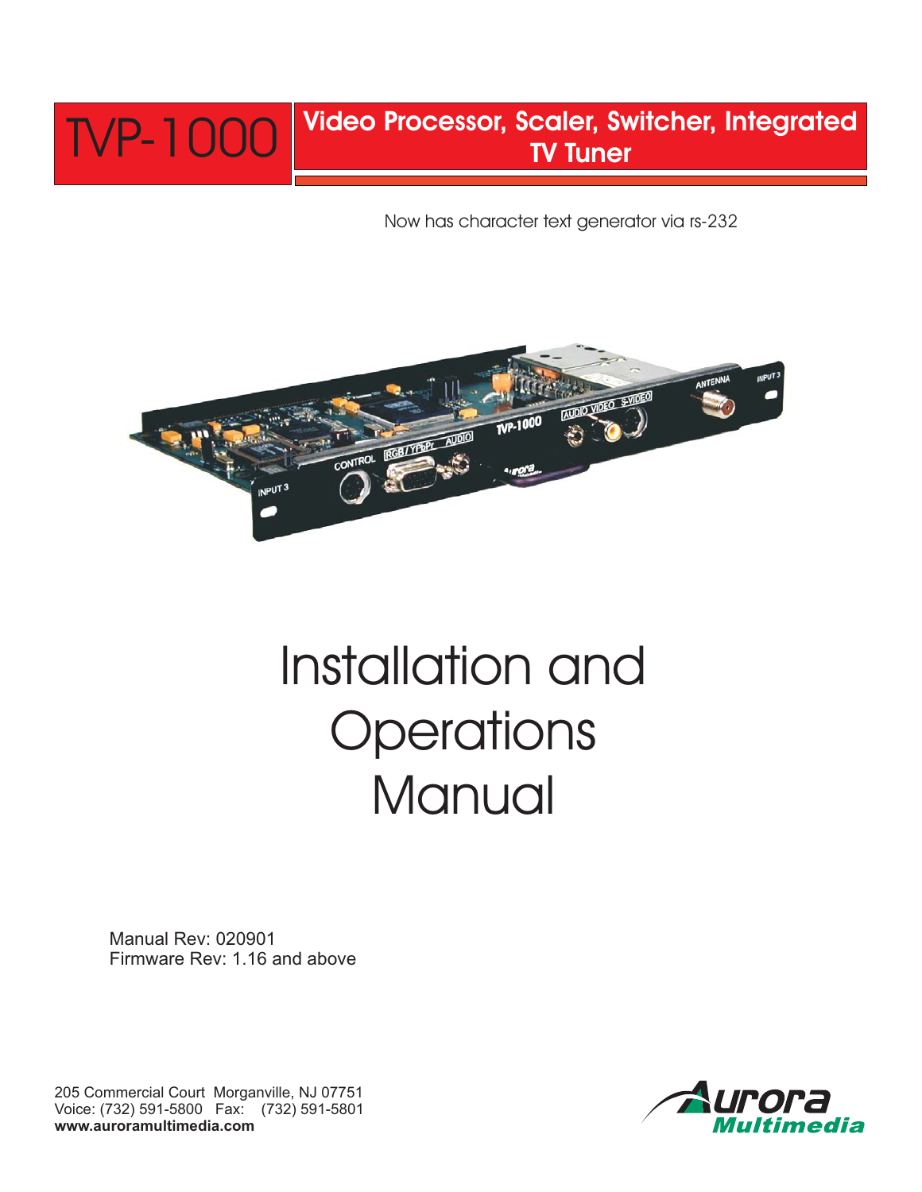# TVP-1000

## Video Processor, Scaler, Switcher, Integrated TV Tuner

Now has character text generator via rs-232

# Installation and Operations Manual

Manual Rev: 020901
Firmware Rev: 1.16 and above

205 Commercial Court Morganville, NJ 07751
Voice: (732) 591-5800 Fax: (732) 591-5801
**www.auroramultimedia.com**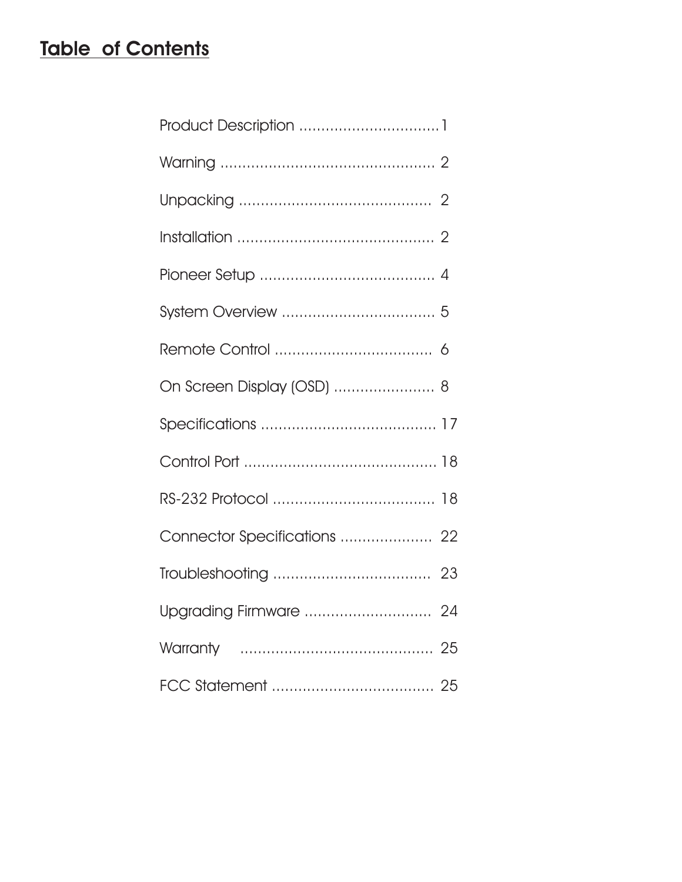# Table of Contents

Product Description ................................1

Warning ................................................ 2

Unpacking ........................................... 2

Installation ............................................ 2

Pioneer Setup ....................................... 4

System Overview .................................. 5

Remote Control ................................... 6

On Screen Display (OSD) ....................... 8

Specifications ....................................... 17

Control Port ........................................... 18

RS-232 Protocol .................................... 18

Connector Specifications ..................... 22

Troubleshooting .................................... 23

Upgrading Firmware ............................. 24

Warranty ........................................... 25

FCC Statement .................................... 25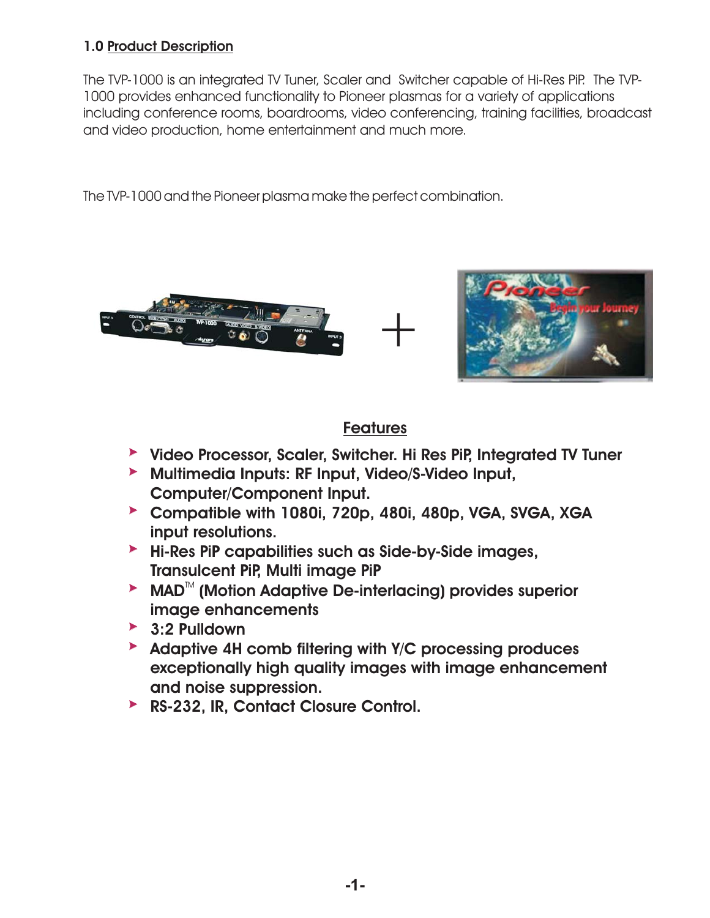## 1.0 Product Description

The TVP-1000 is an integrated TV Tuner, Scaler and Switcher capable of Hi-Res PiP. The TVP-1000 provides enhanced functionality to Pioneer plasmas for a variety of applications including conference rooms, boardrooms, video conferencing, training facilities, broadcast and video production, home entertainment and much more.

The TVP-1000 and the Pioneer plasma make the perfect combination.

### Features

- **Video Processor, Scaler, Switcher. Hi Res PiP, Integrated TV Tuner**
- **Multimedia Inputs: RF Input, Video/S-Video Input, Computer/Component Input.**
- **Compatible with 1080i, 720p, 480i, 480p, VGA, SVGA, XGA input resolutions.**
- **Hi-Res PiP capabilities such as Side-by-Side images, Transulcent PiP, Multi image PiP**
- **MAD™ (Motion Adaptive De-interlacing) provides superior image enhancements**
- **3:2 Pulldown**
- **Adaptive 4H comb filtering with Y/C processing produces exceptionally high quality images with image enhancement and noise suppression.**
- **RS-232, IR, Contact Closure Control.**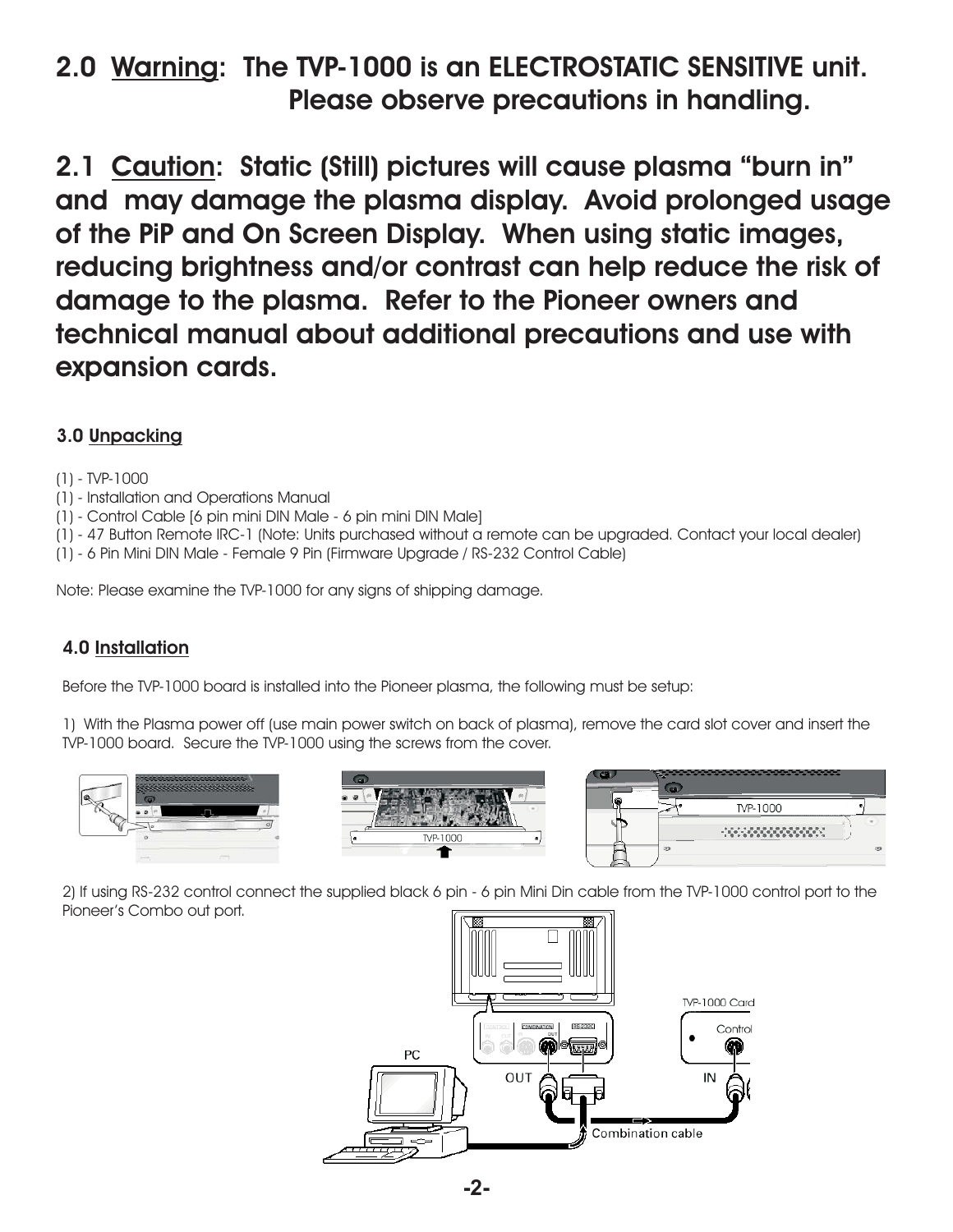## 2.0 Warning: The TVP-1000 is an ELECTROSTATIC SENSITIVE unit. Please observe precautions in handling.

## 2.1 Caution: Static (Still) pictures will cause plasma "burn in" and may damage the plasma display. Avoid prolonged usage of the PiP and On Screen Display. When using static images, reducing brightness and/or contrast can help reduce the risk of damage to the plasma. Refer to the Pioneer owners and technical manual about additional precautions and use with expansion cards.

### 3.0 Unpacking

(1) - TVP-1000
(1) - Installation and Operations Manual
(1) - Control Cable [6 pin mini DIN Male - 6 pin mini DIN Male]
(1) - 47 Button Remote IRC-1 (Note: Units purchased without a remote can be upgraded. Contact your local dealer)
(1) - 6 Pin Mini DIN Male - Female 9 Pin (Firmware Upgrade / RS-232 Control Cable)

Note: Please examine the TVP-1000 for any signs of shipping damage.

### 4.0 Installation

Before the TVP-1000 board is installed into the Pioneer plasma, the following must be setup:

1) With the Plasma power off (use main power switch on back of plasma), remove the card slot cover and insert the TVP-1000 board. Secure the TVP-1000 using the screws from the cover.

2) If using RS-232 control connect the supplied black 6 pin - 6 pin Mini Din cable from the TVP-1000 control port to the Pioneer's Combo out port.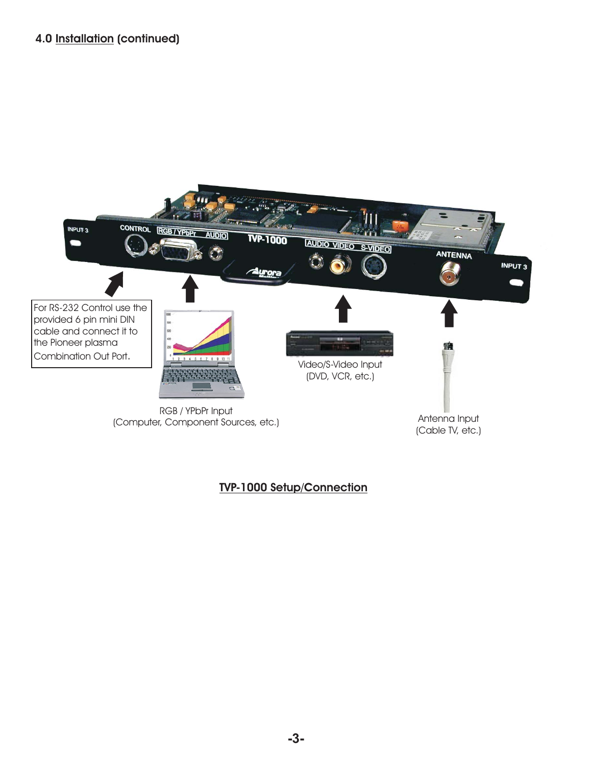## 4.0 Installation (continued)

For RS-232 Control use the provided 6 pin mini DIN cable and connect it to the Pioneer plasma Combination Out Port.

RGB / YPbPr Input
(Computer, Component Sources, etc.)

Video/S-Video Input
(DVD, VCR, etc.)

Antenna Input
(Cable TV, etc.)

**TVP-1000 Setup/Connection**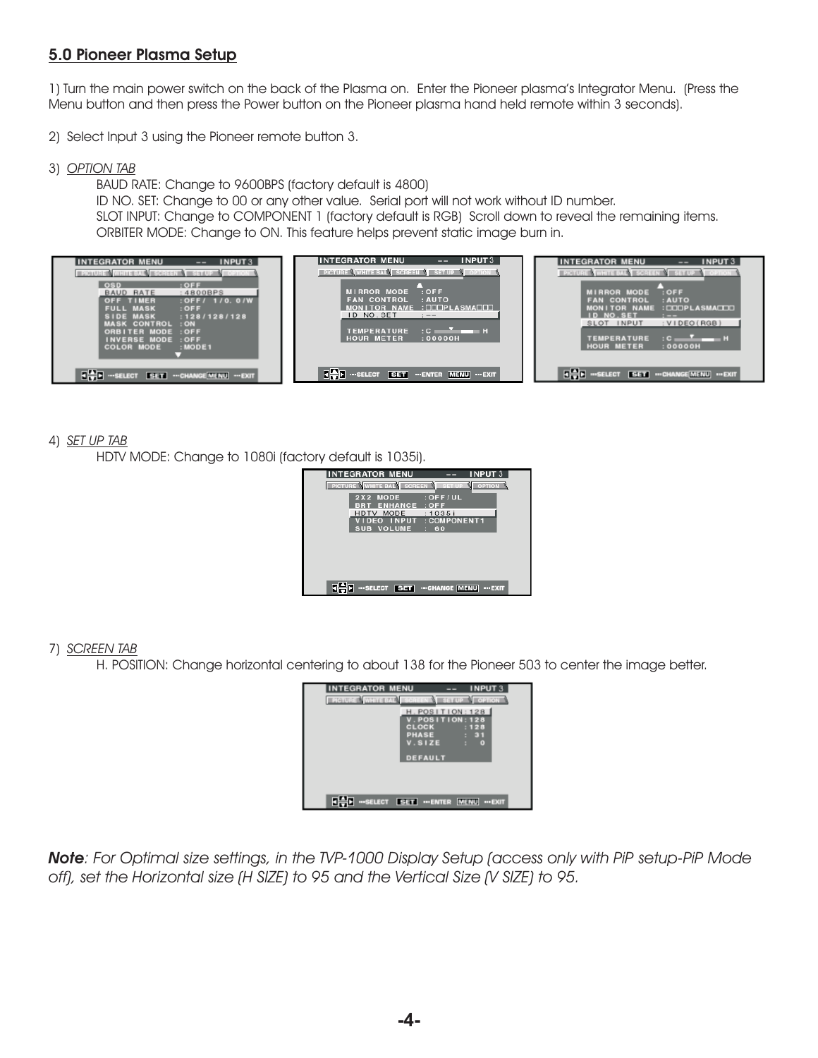## 5.0 Pioneer Plasma Setup

1) Turn the main power switch on the back of the Plasma on. Enter the Pioneer plasma's Integrator Menu. (Press the Menu button and then press the Power button on the Pioneer plasma hand held remote within 3 seconds).

2) Select Input 3 using the Pioneer remote button 3.

3) *OPTION TAB*

   BAUD RATE: Change to 9600BPS (factory default is 4800)
   ID NO. SET: Change to 00 or any other value. Serial port will not work without ID number.
   SLOT INPUT: Change to COMPONENT 1 (factory default is RGB) Scroll down to reveal the remaining items.
   ORBITER MODE: Change to ON. This feature helps prevent static image burn in.

4) *SET UP TAB*

   HDTV MODE: Change to 1080i (factory default is 1035i).

7) *SCREEN TAB*

   H. POSITION: Change horizontal centering to about 138 for the Pioneer 503 to center the image better.

***Note**: For Optimal size settings, in the TVP-1000 Display Setup (access only with PiP setup-PiP Mode off), set the Horizontal size (H SIZE) to 95 and the Vertical Size (V SIZE) to 95.*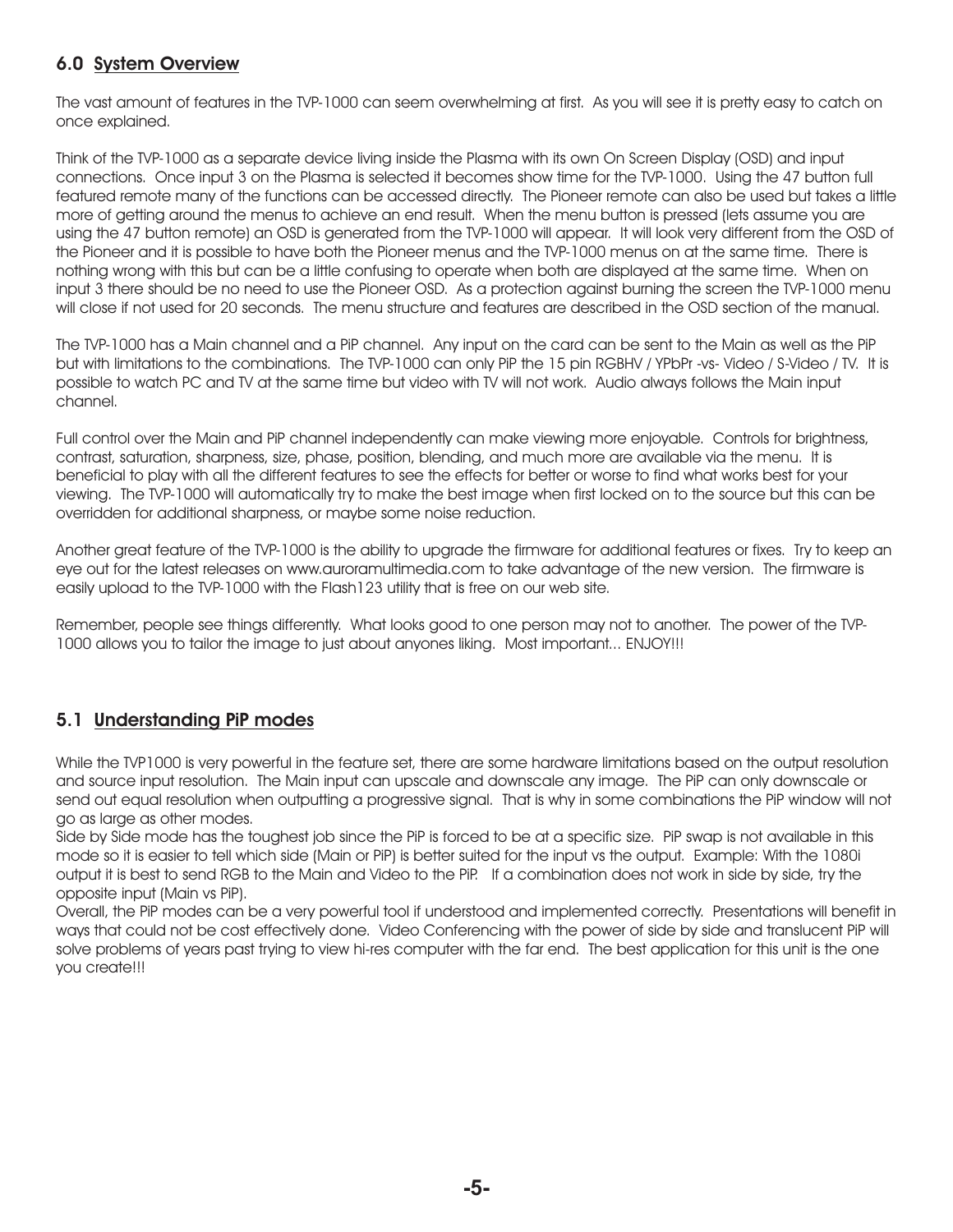## 6.0 System Overview

The vast amount of features in the TVP-1000 can seem overwhelming at first. As you will see it is pretty easy to catch on once explained.

Think of the TVP-1000 as a separate device living inside the Plasma with its own On Screen Display (OSD) and input connections. Once input 3 on the Plasma is selected it becomes show time for the TVP-1000. Using the 47 button full featured remote many of the functions can be accessed directly. The Pioneer remote can also be used but takes a little more of getting around the menus to achieve an end result. When the menu button is pressed (lets assume you are using the 47 button remote) an OSD is generated from the TVP-1000 will appear. It will look very different from the OSD of the Pioneer and it is possible to have both the Pioneer menus and the TVP-1000 menus on at the same time. There is nothing wrong with this but can be a little confusing to operate when both are displayed at the same time. When on input 3 there should be no need to use the Pioneer OSD. As a protection against burning the screen the TVP-1000 menu will close if not used for 20 seconds. The menu structure and features are described in the OSD section of the manual.

The TVP-1000 has a Main channel and a PiP channel. Any input on the card can be sent to the Main as well as the PiP but with limitations to the combinations. The TVP-1000 can only PiP the 15 pin RGBHV / YPbPr -vs- Video / S-Video / TV. It is possible to watch PC and TV at the same time but video with TV will not work. Audio always follows the Main input channel.

Full control over the Main and PiP channel independently can make viewing more enjoyable. Controls for brightness, contrast, saturation, sharpness, size, phase, position, blending, and much more are available via the menu. It is beneficial to play with all the different features to see the effects for better or worse to find what works best for your viewing. The TVP-1000 will automatically try to make the best image when first locked on to the source but this can be overridden for additional sharpness, or maybe some noise reduction.

Another great feature of the TVP-1000 is the ability to upgrade the firmware for additional features or fixes. Try to keep an eye out for the latest releases on www.auroramultimedia.com to take advantage of the new version. The firmware is easily upload to the TVP-1000 with the Flash123 utility that is free on our web site.

Remember, people see things differently. What looks good to one person may not to another. The power of the TVP-1000 allows you to tailor the image to just about anyones liking. Most important... ENJOY!!!

## 5.1 Understanding PiP modes

While the TVP1000 is very powerful in the feature set, there are some hardware limitations based on the output resolution and source input resolution. The Main input can upscale and downscale any image. The PiP can only downscale or send out equal resolution when outputting a progressive signal. That is why in some combinations the PiP window will not go as large as other modes.

Side by Side mode has the toughest job since the PiP is forced to be at a specific size. PiP swap is not available in this mode so it is easier to tell which side (Main or PiP) is better suited for the input vs the output. Example: With the 1080i output it is best to send RGB to the Main and Video to the PiP. If a combination does not work in side by side, try the opposite input (Main vs PiP).

Overall, the PiP modes can be a very powerful tool if understood and implemented correctly. Presentations will benefit in ways that could not be cost effectively done. Video Conferencing with the power of side by side and translucent PiP will solve problems of years past trying to view hi-res computer with the far end. The best application for this unit is the one you create!!!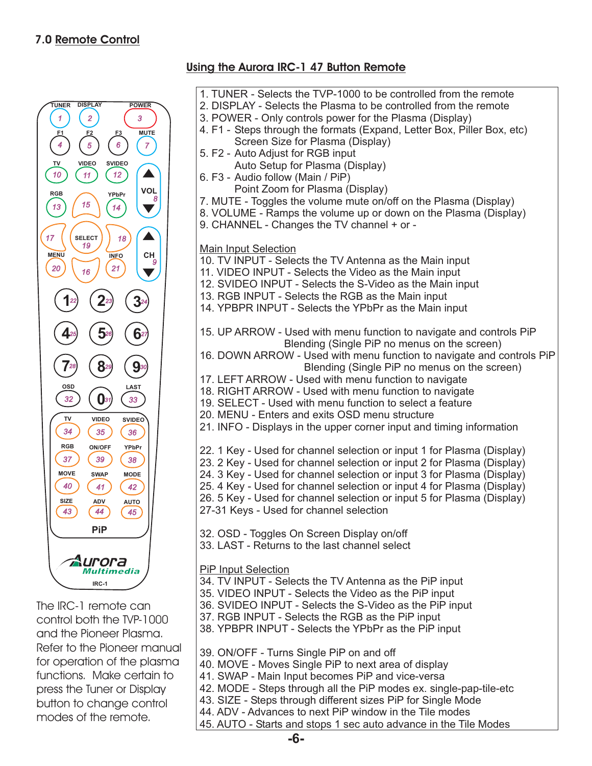## 7.0 Remote Control

### Using the Aurora IRC-1 47 Button Remote

The IRC-1 remote can control both the TVP-1000 and the Pioneer Plasma. Refer to the Pioneer manual for operation of the plasma functions. Make certain to press the Tuner or Display button to change control modes of the remote.

1. TUNER - Selects the TVP-1000 to be controlled from the remote
2. DISPLAY - Selects the Plasma to be controlled from the remote
3. POWER - Only controls power for the Plasma (Display)
4. F1 - Steps through the formats (Expand, Letter Box, Piller Box, etc) Screen Size for Plasma (Display)
5. F2 - Auto Adjust for RGB input Auto Setup for Plasma (Display)
6. F3 - Audio follow (Main / PiP) Point Zoom for Plasma (Display)
7. MUTE - Toggles the volume mute on/off on the Plasma (Display)
8. VOLUME - Ramps the volume up or down on the Plasma (Display)
9. CHANNEL - Changes the TV channel + or -

Main Input Selection

10. TV INPUT - Selects the TV Antenna as the Main input
11. VIDEO INPUT - Selects the Video as the Main input
12. SVIDEO INPUT - Selects the S-Video as the Main input
13. RGB INPUT - Selects the RGB as the Main input
14. YPBPR INPUT - Selects the YPbPr as the Main input

15. UP ARROW - Used with menu function to navigate and controls PiP Blending (Single PiP no menus on the screen)
16. DOWN ARROW - Used with menu function to navigate and controls PiP Blending (Single PiP no menus on the screen)
17. LEFT ARROW - Used with menu function to navigate
18. RIGHT ARROW - Used with menu function to navigate
19. SELECT - Used with menu function to select a feature
20. MENU - Enters and exits OSD menu structure
21. INFO - Displays in the upper corner input and timing information

22. 1 Key - Used for channel selection or input 1 for Plasma (Display)
23. 2 Key - Used for channel selection or input 2 for Plasma (Display)
24. 3 Key - Used for channel selection or input 3 for Plasma (Display)
25. 4 Key - Used for channel selection or input 4 for Plasma (Display)
26. 5 Key - Used for channel selection or input 5 for Plasma (Display)

27-31 Keys - Used for channel selection

32. OSD - Toggles On Screen Display on/off
33. LAST - Returns to the last channel select

PiP Input Selection

34. TV INPUT - Selects the TV Antenna as the PiP input
35. VIDEO INPUT - Selects the Video as the PiP input
36. SVIDEO INPUT - Selects the S-Video as the PiP input
37. RGB INPUT - Selects the RGB as the PiP input
38. YPBPR INPUT - Selects the YPbPr as the PiP input

39. ON/OFF - Turns Single PiP on and off
40. MOVE - Moves Single PiP to next area of display
41. SWAP - Main Input becomes PiP and vice-versa
42. MODE - Steps through all the PiP modes ex. single-pap-tile-etc
43. SIZE - Steps through different sizes PiP for Single Mode
44. ADV - Advances to next PiP window in the Tile modes
45. AUTO - Starts and stops 1 sec auto advance in the Tile Modes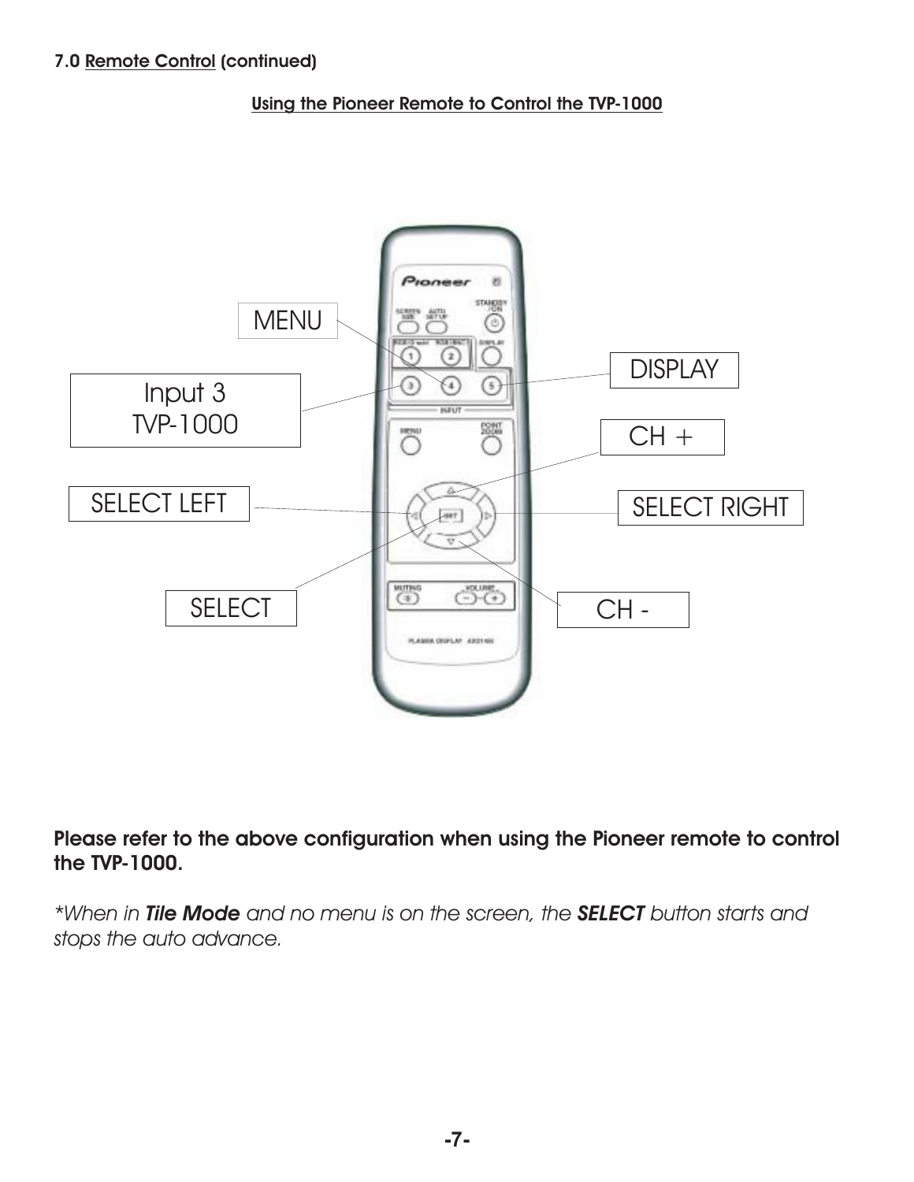**7.0 Remote Control (continued)**

**Using the Pioneer Remote to Control the TVP-1000**

MENU

Input 3
TVP-1000

DISPLAY

CH +

SELECT LEFT

SELECT RIGHT

SELECT

CH -

**Please refer to the above configuration when using the Pioneer remote to control the TVP-1000.**

**When in* ***Tile Mode*** *and no menu is on the screen, the* ***SELECT*** *button starts and stops the auto advance.*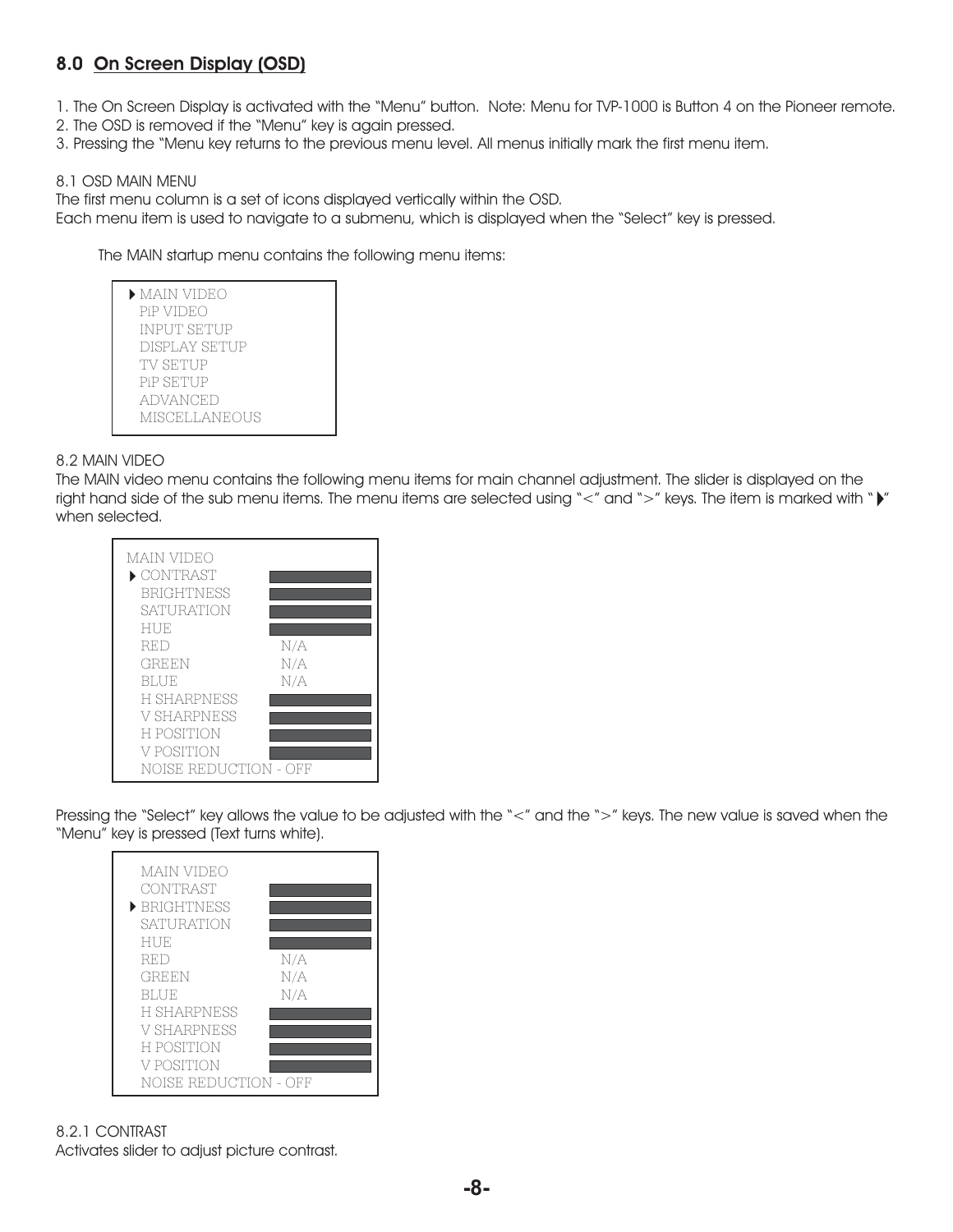## 8.0 On Screen Display (OSD)

1. The On Screen Display is activated with the "Menu" button. Note: Menu for TVP-1000 is Button 4 on the Pioneer remote.
2. The OSD is removed if the "Menu" key is again pressed.
3. Pressing the "Menu key returns to the previous menu level. All menus initially mark the first menu item.

8.1 OSD MAIN MENU

The first menu column is a set of icons displayed vertically within the OSD.
Each menu item is used to navigate to a submenu, which is displayed when the "Select" key is pressed.

The MAIN startup menu contains the following menu items:

```
▶ MAIN VIDEO
  PiP VIDEO
  INPUT SETUP
  DISPLAY SETUP
  TV SETUP
  PiP SETUP
  ADVANCED
  MISCELLANEOUS
```

8.2 MAIN VIDEO

The MAIN video menu contains the following menu items for main channel adjustment. The slider is displayed on the right hand side of the sub menu items. The menu items are selected using "<" and ">" keys. The item is marked with "▶" when selected.

```
MAIN VIDEO
▶ CONTRAST          ██████████
  BRIGHTNESS        ██████████
  SATURATION        ██████████
  HUE               ██████████
  RED                 N/A
  GREEN               N/A
  BLUE                N/A
  H SHARPNESS       ██████████
  V SHARPNESS       ██████████
  H POSITION        ██████████
  V POSITION        ██████████
  NOISE REDUCTION - OFF
```

Pressing the "Select" key allows the value to be adjusted with the "<" and the ">" keys. The new value is saved when the "Menu" key is pressed (Text turns white).

```
  MAIN VIDEO
  CONTRAST          ██████████
▶ BRIGHTNESS        ██████████
  SATURATION        ██████████
  HUE               ██████████
  RED                 N/A
  GREEN               N/A
  BLUE                N/A
  H SHARPNESS       ██████████
  V SHARPNESS       ██████████
  H POSITION        ██████████
  V POSITION        ██████████
  NOISE REDUCTION - OFF
```

8.2.1 CONTRAST

Activates slider to adjust picture contrast.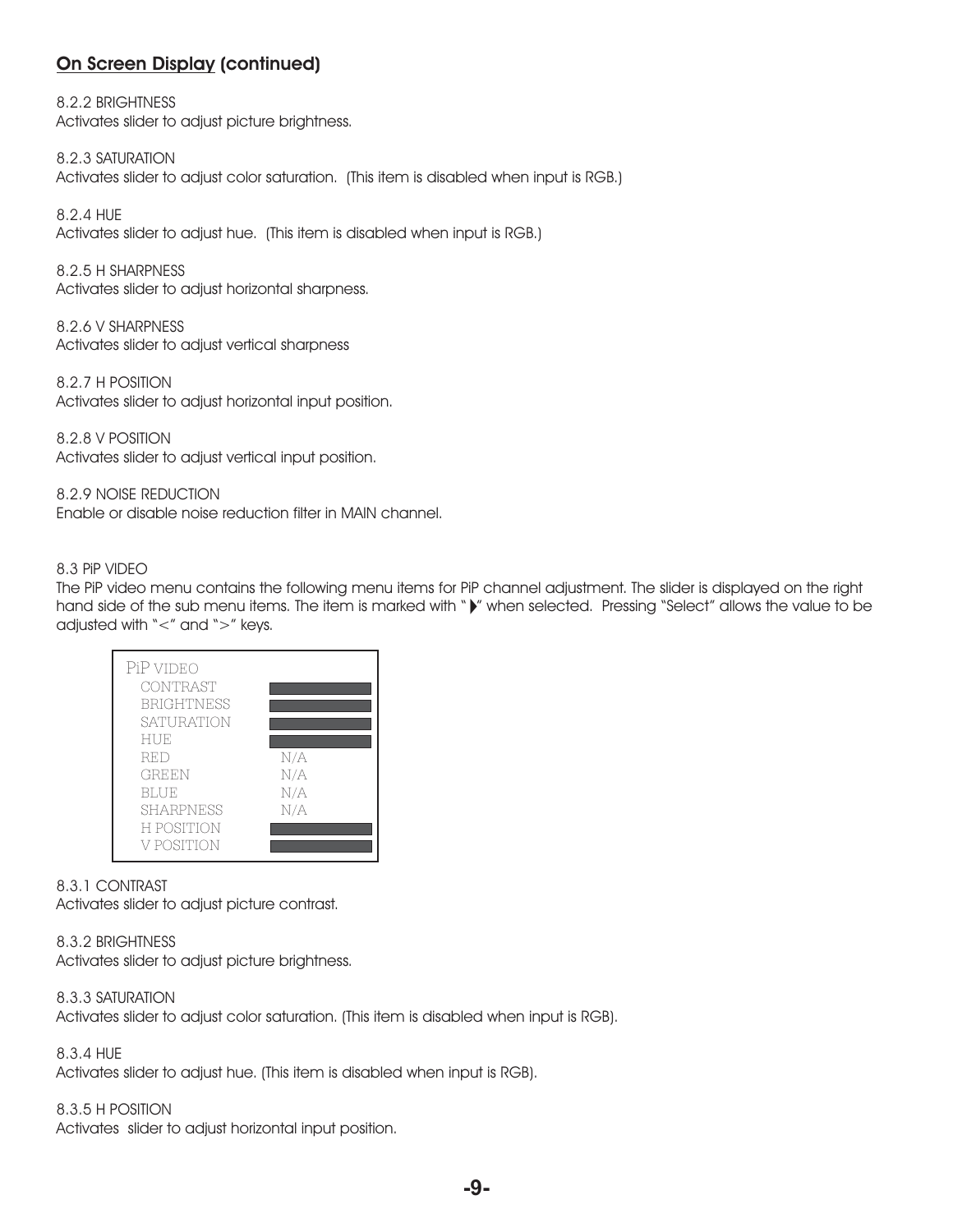## On Screen Display (continued)

8.2.2 BRIGHTNESS
Activates slider to adjust picture brightness.

8.2.3 SATURATION
Activates slider to adjust color saturation. (This item is disabled when input is RGB.)

8.2.4 HUE
Activates slider to adjust hue. (This item is disabled when input is RGB.)

8.2.5 H SHARPNESS
Activates slider to adjust horizontal sharpness.

8.2.6 V SHARPNESS
Activates slider to adjust vertical sharpness

8.2.7 H POSITION
Activates slider to adjust horizontal input position.

8.2.8 V POSITION
Activates slider to adjust vertical input position.

8.2.9 NOISE REDUCTION
Enable or disable noise reduction filter in MAIN channel.

8.3 PiP VIDEO
The PiP video menu contains the following menu items for PiP channel adjustment. The slider is displayed on the right hand side of the sub menu items. The item is marked with "▶" when selected. Pressing "Select" allows the value to be adjusted with "<" and ">" keys.

| PiP VIDEO | |
|---|---|
| CONTRAST | |
| BRIGHTNESS | |
| SATURATION | |
| HUE | |
| RED | N/A |
| GREEN | N/A |
| BLUE | N/A |
| SHARPNESS | N/A |
| H POSITION | |
| V POSITION | |

8.3.1 CONTRAST
Activates slider to adjust picture contrast.

8.3.2 BRIGHTNESS
Activates slider to adjust picture brightness.

8.3.3 SATURATION
Activates slider to adjust color saturation. (This item is disabled when input is RGB).

8.3.4 HUE
Activates slider to adjust hue. (This item is disabled when input is RGB).

8.3.5 H POSITION
Activates slider to adjust horizontal input position.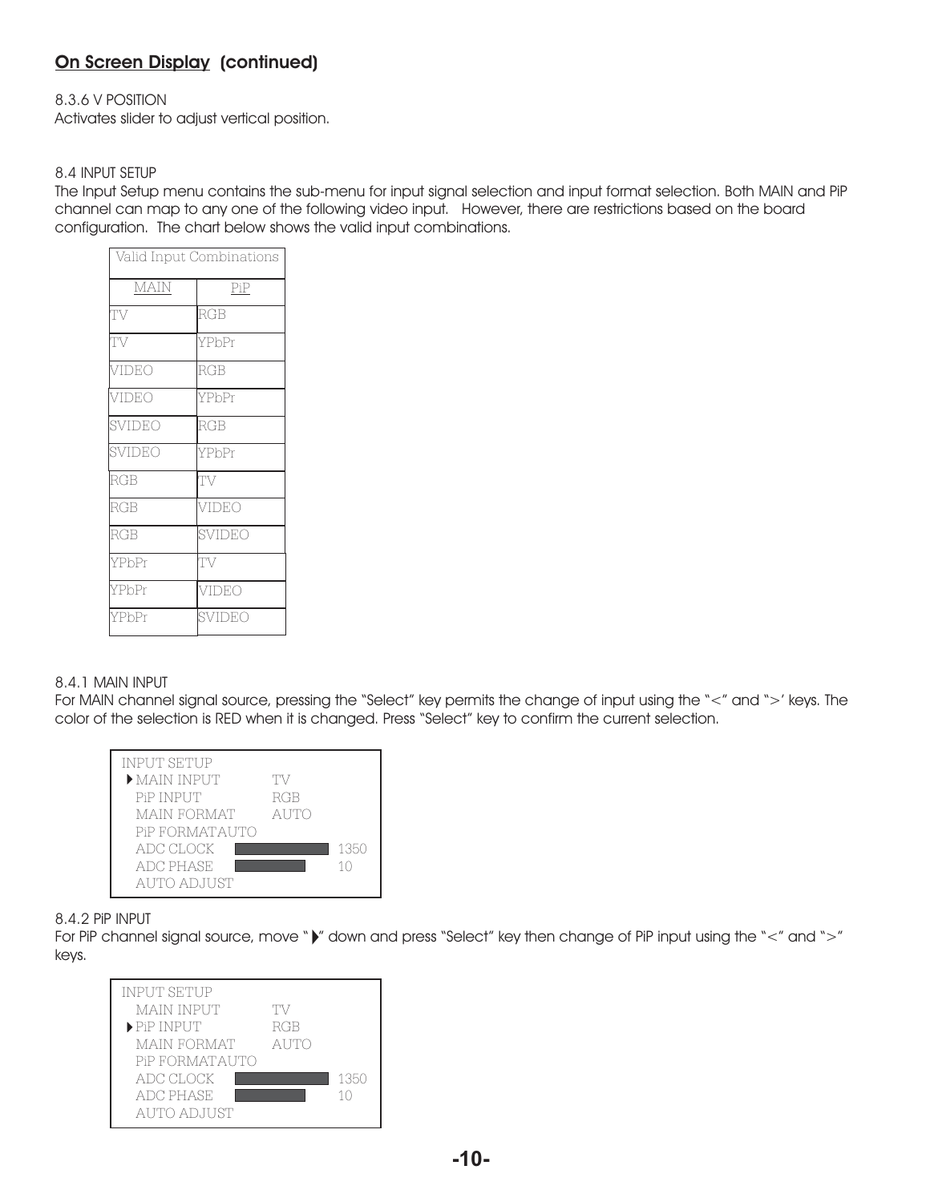## On Screen Display (continued)

8.3.6 V POSITION
Activates slider to adjust vertical position.

8.4 INPUT SETUP
The Input Setup menu contains the sub-menu for input signal selection and input format selection. Both MAIN and PiP channel can map to any one of the following video input. However, there are restrictions based on the board configuration. The chart below shows the valid input combinations.

| Valid Input Combinations | |
|---|---|
| MAIN | PiP |
| TV | RGB |
| TV | YPbPr |
| VIDEO | RGB |
| VIDEO | YPbPr |
| SVIDEO | RGB |
| SVIDEO | YPbPr |
| RGB | TV |
| RGB | VIDEO |
| RGB | SVIDEO |
| YPbPr | TV |
| YPbPr | VIDEO |
| YPbPr | SVIDEO |

8.4.1 MAIN INPUT
For MAIN channel signal source, pressing the "Select" key permits the change of input using the "<" and ">' keys. The color of the selection is RED when it is changed. Press "Select" key to confirm the current selection.

```
INPUT SETUP
▶MAIN INPUT        TV
 PiP INPUT         RGB
 MAIN FORMAT       AUTO
 PiP FORMATAUTO
 ADC CLOCK                 1350
 ADC PHASE                 10
 AUTO ADJUST
```

8.4.2 PiP INPUT
For PiP channel signal source, move "▶" down and press "Select" key then change of PiP input using the "<" and ">" keys.

```
INPUT SETUP
 MAIN INPUT        TV
▶PiP INPUT         RGB
 MAIN FORMAT       AUTO
 PiP FORMATAUTO
 ADC CLOCK                 1350
 ADC PHASE                 10
 AUTO ADJUST
```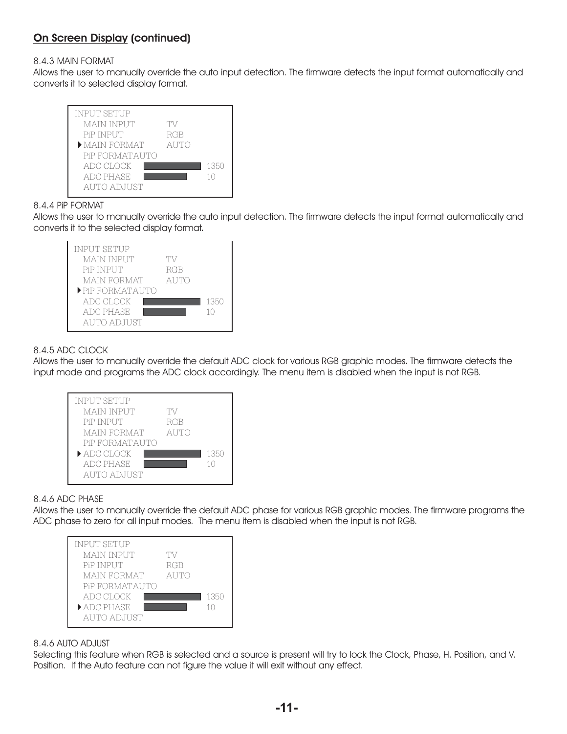## On Screen Display (continued)

8.4.3 MAIN FORMAT

Allows the user to manually override the auto input detection. The firmware detects the input format automatically and converts it to selected display format.

```
INPUT SETUP
  MAIN INPUT       TV
  PiP INPUT        RGB
▶ MAIN FORMAT      AUTO
  PiP FORMATAUTO
  ADC CLOCK   [██████████]  1350
  ADC PHASE   [████████]    10
  AUTO ADJUST
```

8.4.4 PiP FORMAT

Allows the user to manually override the auto input detection. The firmware detects the input format automatically and converts it to the selected display format.

```
INPUT SETUP
  MAIN INPUT       TV
  PiP INPUT        RGB
  MAIN FORMAT      AUTO
▶ PiP FORMATAUTO
  ADC CLOCK   [██████████]  1350
  ADC PHASE   [████████]    10
  AUTO ADJUST
```

8.4.5 ADC CLOCK

Allows the user to manually override the default ADC clock for various RGB graphic modes. The firmware detects the input mode and programs the ADC clock accordingly. The menu item is disabled when the input is not RGB.

```
INPUT SETUP
  MAIN INPUT       TV
  PiP INPUT        RGB
  MAIN FORMAT      AUTO
  PiP FORMATAUTO
▶ ADC CLOCK   [██████████]  1350
  ADC PHASE   [████████]    10
  AUTO ADJUST
```

8.4.6 ADC PHASE

Allows the user to manually override the default ADC phase for various RGB graphic modes. The firmware programs the ADC phase to zero for all input modes. The menu item is disabled when the input is not RGB.

```
INPUT SETUP
  MAIN INPUT       TV
  PiP INPUT        RGB
  MAIN FORMAT      AUTO
  PiP FORMATAUTO
  ADC CLOCK   [██████████]  1350
▶ ADC PHASE   [████████]    10
  AUTO ADJUST
```

8.4.6 AUTO ADJUST

Selecting this feature when RGB is selected and a source is present will try to lock the Clock, Phase, H. Position, and V. Position. If the Auto feature can not figure the value it will exit without any effect.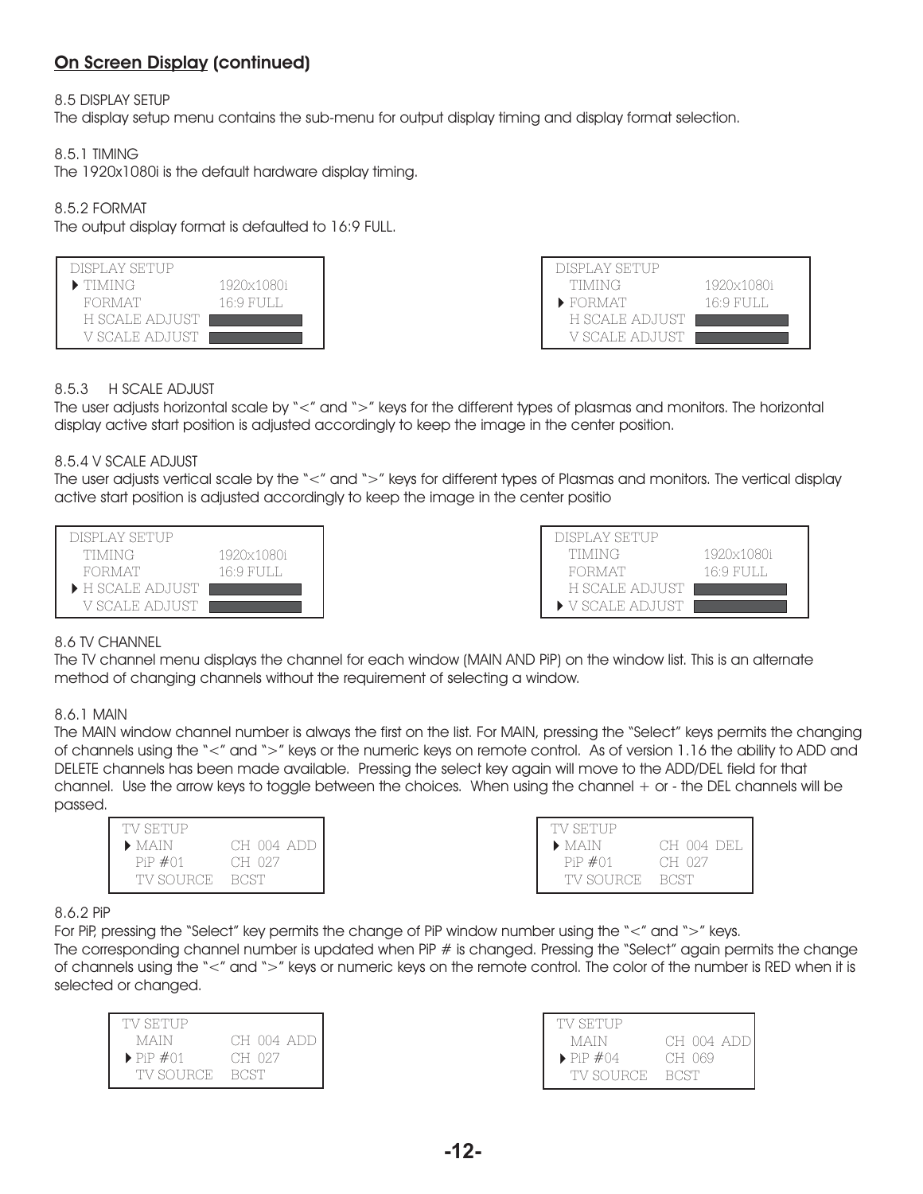## On Screen Display (continued)

8.5 DISPLAY SETUP

The display setup menu contains the sub-menu for output display timing and display format selection.

8.5.1 TIMING

The 1920x1080i is the default hardware display timing.

8.5.2 FORMAT

The output display format is defaulted to 16:9 FULL.

```
DISPLAY SETUP
▶ TIMING          1920x1080i
  FORMAT          16:9 FULL
  H SCALE ADJUST  ██████████
  V SCALE ADJUST  ██████████
```

```
DISPLAY SETUP
  TIMING          1920x1080i
▶ FORMAT          16:9 FULL
  H SCALE ADJUST  ██████████
  V SCALE ADJUST  ██████████
```

8.5.3 H SCALE ADJUST

The user adjusts horizontal scale by "<" and ">" keys for the different types of plasmas and monitors. The horizontal display active start position is adjusted accordingly to keep the image in the center position.

8.5.4 V SCALE ADJUST

The user adjusts vertical scale by the "<" and ">" keys for different types of Plasmas and monitors. The vertical display active start position is adjusted accordingly to keep the image in the center positio

```
DISPLAY SETUP
  TIMING          1920x1080i
  FORMAT          16:9 FULL
▶ H SCALE ADJUST  ██████████
  V SCALE ADJUST  ██████████
```

```
DISPLAY SETUP
  TIMING          1920x1080i
  FORMAT          16:9 FULL
  H SCALE ADJUST  ██████████
▶ V SCALE ADJUST  ██████████
```

8.6 TV CHANNEL

The TV channel menu displays the channel for each window (MAIN AND PiP) on the window list. This is an alternate method of changing channels without the requirement of selecting a window.

8.6.1 MAIN

The MAIN window channel number is always the first on the list. For MAIN, pressing the "Select" keys permits the changing of channels using the "<" and ">" keys or the numeric keys on remote control. As of version 1.16 the ability to ADD and DELETE channels has been made available. Pressing the select key again will move to the ADD/DEL field for that channel. Use the arrow keys to toggle between the choices. When using the channel + or - the DEL channels will be passed.

```
TV SETUP
▶ MAIN        CH 004 ADD
  PiP #01     CH 027
  TV SOURCE   BCST
```

```
TV SETUP
▶ MAIN        CH 004 DEL
  PiP #01     CH 027
  TV SOURCE   BCST
```

8.6.2 PiP

For PiP, pressing the "Select" key permits the change of PiP window number using the "<" and ">" keys.
The corresponding channel number is updated when PiP # is changed. Pressing the "Select" again permits the change of channels using the "<" and ">" keys or numeric keys on the remote control. The color of the number is RED when it is selected or changed.

```
TV SETUP
  MAIN        CH 004 ADD
▶ PiP #01     CH 027
  TV SOURCE   BCST
```

```
TV SETUP
  MAIN        CH 004 ADD
▶ PiP #04     CH 069
  TV SOURCE   BCST
```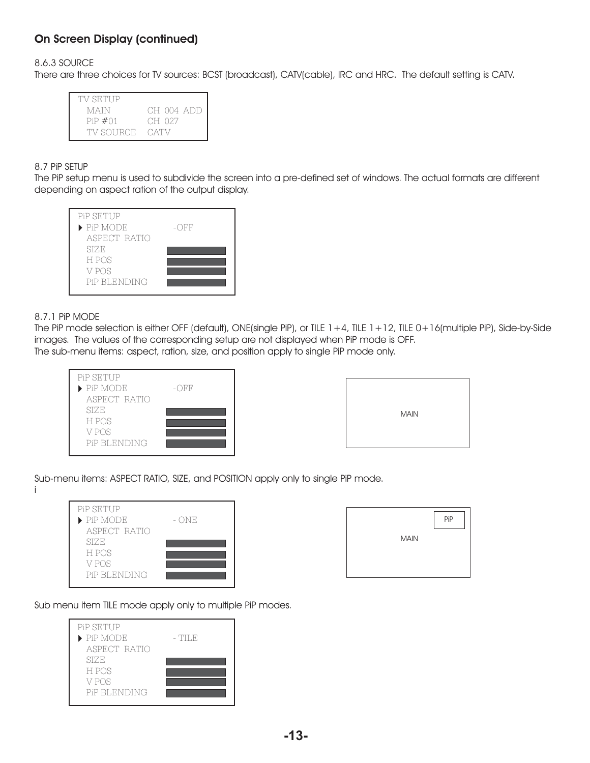## On Screen Display (continued)

8.6.3 SOURCE

There are three choices for TV sources: BCST (broadcast), CATV(cable), IRC and HRC. The default setting is CATV.

```
TV SETUP
  MAIN        CH 004 ADD
  PiP #01     CH 027
  TV SOURCE   CATV
```

8.7 PiP SETUP

The PiP setup menu is used to subdivide the screen into a pre-defined set of windows. The actual formats are different depending on aspect ration of the output display.

```
PiP SETUP
▶ PiP MODE        -OFF
  ASPECT RATIO
  SIZE
  H POS
  V POS
  PiP BLENDING
```

8.7.1 PiP MODE

The PiP mode selection is either OFF (default), ONE(single PiP), or TILE 1+4, TILE 1+12, TILE 0+16(multiple PiP), Side-by-Side images. The values of the corresponding setup are not displayed when PiP mode is OFF.

The sub-menu items: aspect, ration, size, and position apply to single PiP mode only.

```
PiP SETUP
▶ PiP MODE        -OFF
  ASPECT RATIO
  SIZE
  H POS
  V POS
  PiP BLENDING
```

MAIN

Sub-menu items: ASPECT RATIO, SIZE, and POSITION apply only to single PiP mode.

i

```
PiP SETUP
▶ PiP MODE        - ONE
  ASPECT RATIO
  SIZE
  H POS
  V POS
  PiP BLENDING
```

PiP

MAIN

Sub menu item TILE mode apply only to multiple PiP modes.

```
PiP SETUP
▶ PiP MODE        - TILE
  ASPECT RATIO
  SIZE
  H POS
  V POS
  PiP BLENDING
```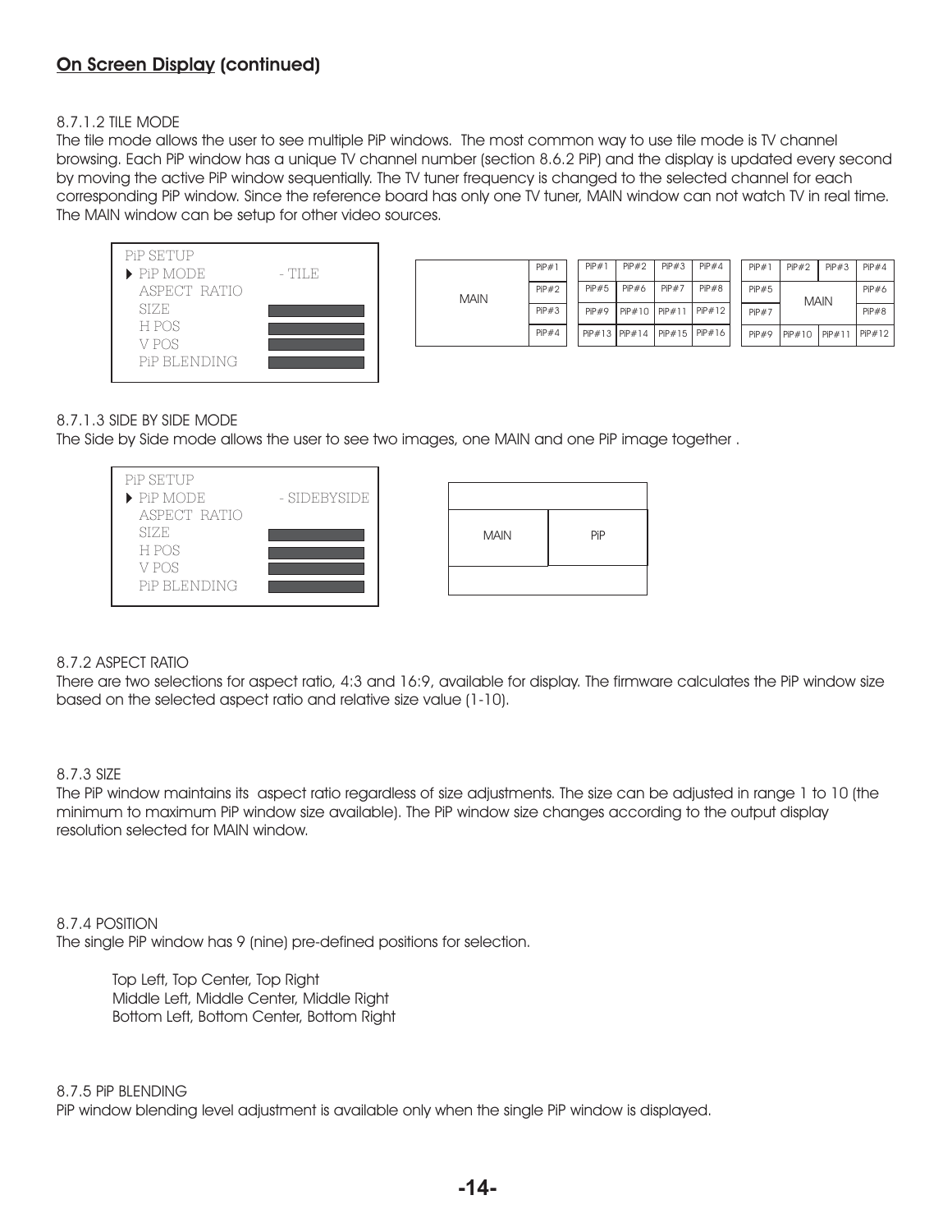## On Screen Display (continued)

8.7.1.2 TILE MODE

The tile mode allows the user to see multiple PiP windows. The most common way to use tile mode is TV channel browsing. Each PiP window has a unique TV channel number (section 8.6.2 PiP) and the display is updated every second by moving the active PiP window sequentially. The TV tuner frequency is changed to the selected channel for each corresponding PiP window. Since the reference board has only one TV tuner, MAIN window can not watch TV in real time. The MAIN window can be setup for other video sources.

```
PiP SETUP
▶ PiP MODE          - TILE
  ASPECT RATIO
  SIZE
  H POS
  V POS
  PiP BLENDING
```

| MAIN | PiP#1 |
|---|---|
| | PiP#2 |
| | PiP#3 |
| | PiP#4 |

| PiP#1 | PiP#2 | PiP#3 | PiP#4 |
|---|---|---|---|
| PiP#5 | PiP#6 | PiP#7 | PiP#8 |
| PiP#9 | PiP#10 | PiP#11 | PiP#12 |
| PiP#13 | PiP#14 | PiP#15 | PiP#16 |

| PiP#1 | PiP#2 | PiP#3 | PiP#4 |
|---|---|---|---|
| PiP#5 | MAIN | | PiP#6 |
| PiP#7 | | | PiP#8 |
| PiP#9 | PiP#10 | PiP#11 | PiP#12 |

8.7.1.3 SIDE BY SIDE MODE

The Side by Side mode allows the user to see two images, one MAIN and one PiP image together .

```
PiP SETUP
▶ PiP MODE          - SIDEBYSIDE
  ASPECT RATIO
  SIZE
  H POS
  V POS
  PiP BLENDING
```

| MAIN | PiP |
|---|---|

8.7.2 ASPECT RATIO

There are two selections for aspect ratio, 4:3 and 16:9, available for display. The firmware calculates the PiP window size based on the selected aspect ratio and relative size value (1-10).

8.7.3 SIZE

The PiP window maintains its aspect ratio regardless of size adjustments. The size can be adjusted in range 1 to 10 (the minimum to maximum PiP window size available). The PiP window size changes according to the output display resolution selected for MAIN window.

8.7.4 POSITION

The single PiP window has 9 (nine) pre-defined positions for selection.

Top Left, Top Center, Top Right
Middle Left, Middle Center, Middle Right
Bottom Left, Bottom Center, Bottom Right

8.7.5 PiP BLENDING

PiP window blending level adjustment is available only when the single PiP window is displayed.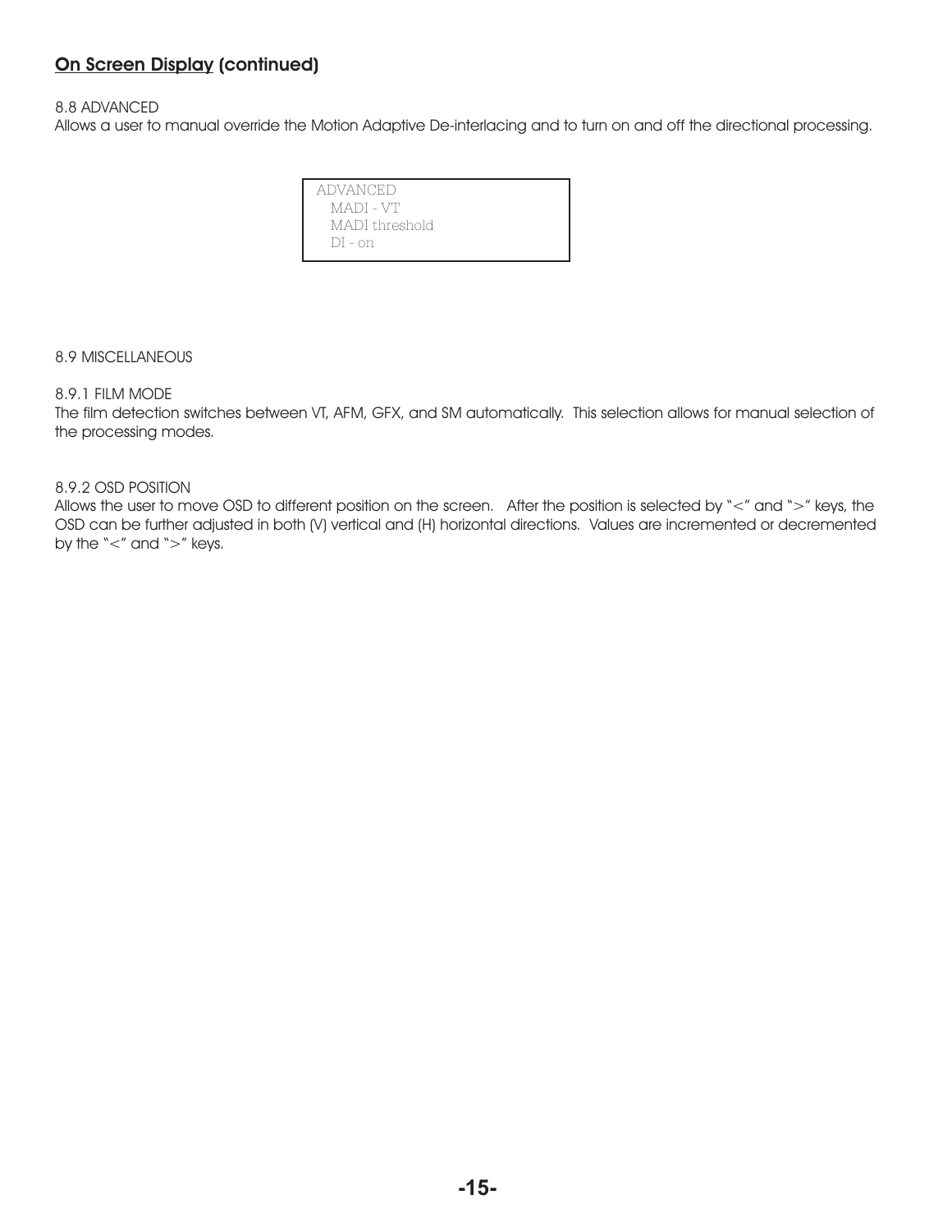## On Screen Display (continued)

8.8 ADVANCED

Allows a user to manual override the Motion Adaptive De-interlacing and to turn on and off the directional processing.

```
ADVANCED
   MADI - VT
   MADI threshold
   DI - on
```

8.9 MISCELLANEOUS

8.9.1 FILM MODE

The film detection switches between VT, AFM, GFX, and SM automatically. This selection allows for manual selection of the processing modes.

8.9.2 OSD POSITION

Allows the user to move OSD to different position on the screen. After the position is selected by "<" and ">" keys, the OSD can be further adjusted in both (V) vertical and (H) horizontal directions. Values are incremented or decremented by the "<" and ">" keys.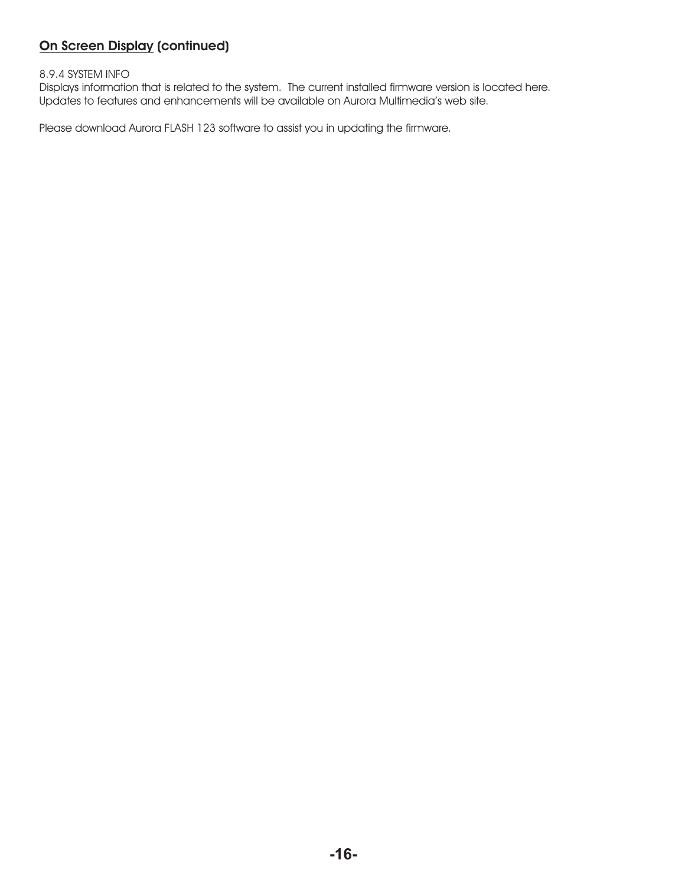## On Screen Display (continued)

8.9.4 SYSTEM INFO
Displays information that is related to the system. The current installed firmware version is located here. Updates to features and enhancements will be available on Aurora Multimedia's web site.

Please download Aurora FLASH 123 software to assist you in updating the firmware.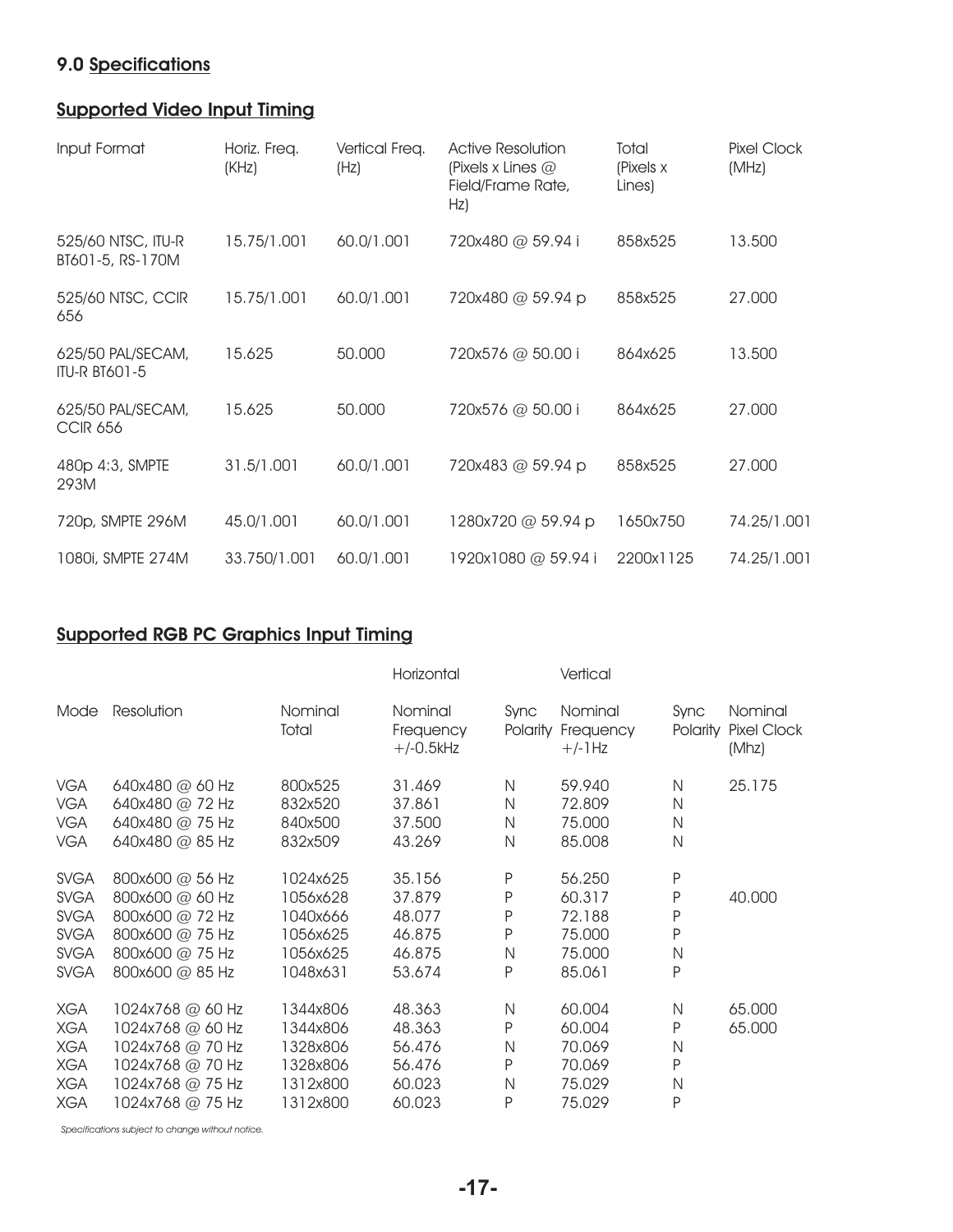## 9.0 Specifications

### Supported Video Input Timing

| Input Format | Horiz. Freq. (KHz) | Vertical Freq. (Hz) | Active Resolution (Pixels x Lines @ Field/Frame Rate, Hz) | Total (Pixels x Lines) | Pixel Clock (MHz) |
|---|---|---|---|---|---|
| 525/60 NTSC, ITU-R BT601-5, RS-170M | 15.75/1.001 | 60.0/1.001 | 720x480 @ 59.94 i | 858x525 | 13.500 |
| 525/60 NTSC, CCIR 656 | 15.75/1.001 | 60.0/1.001 | 720x480 @ 59.94 p | 858x525 | 27.000 |
| 625/50 PAL/SECAM, ITU-R BT601-5 | 15.625 | 50.000 | 720x576 @ 50.00 i | 864x625 | 13.500 |
| 625/50 PAL/SECAM, CCIR 656 | 15.625 | 50.000 | 720x576 @ 50.00 i | 864x625 | 27.000 |
| 480p 4:3, SMPTE 293M | 31.5/1.001 | 60.0/1.001 | 720x483 @ 59.94 p | 858x525 | 27.000 |
| 720p, SMPTE 296M | 45.0/1.001 | 60.0/1.001 | 1280x720 @ 59.94 p | 1650x750 | 74.25/1.001 |
| 1080i, SMPTE 274M | 33.750/1.001 | 60.0/1.001 | 1920x1080 @ 59.94 i | 2200x1125 | 74.25/1.001 |

### Supported RGB PC Graphics Input Timing

| | | | Horizontal | | Vertical | | |
|---|---|---|---|---|---|---|---|
| Mode | Resolution | Nominal Total | Nominal Frequency +/-0.5kHz | Sync Polarity | Nominal Frequency +/-1Hz | Sync Polarity | Nominal Pixel Clock (Mhz) |
| VGA | 640x480 @ 60 Hz | 800x525 | 31.469 | N | 59.940 | N | 25.175 |
| VGA | 640x480 @ 72 Hz | 832x520 | 37.861 | N | 72.809 | N | |
| VGA | 640x480 @ 75 Hz | 840x500 | 37.500 | N | 75.000 | N | |
| VGA | 640x480 @ 85 Hz | 832x509 | 43.269 | N | 85.008 | N | |
| SVGA | 800x600 @ 56 Hz | 1024x625 | 35.156 | P | 56.250 | P | |
| SVGA | 800x600 @ 60 Hz | 1056x628 | 37.879 | P | 60.317 | P | 40.000 |
| SVGA | 800x600 @ 72 Hz | 1040x666 | 48.077 | P | 72.188 | P | |
| SVGA | 800x600 @ 75 Hz | 1056x625 | 46.875 | P | 75.000 | P | |
| SVGA | 800x600 @ 75 Hz | 1056x625 | 46.875 | N | 75.000 | N | |
| SVGA | 800x600 @ 85 Hz | 1048x631 | 53.674 | P | 85.061 | P | |
| XGA | 1024x768 @ 60 Hz | 1344x806 | 48.363 | N | 60.004 | N | 65.000 |
| XGA | 1024x768 @ 60 Hz | 1344x806 | 48.363 | P | 60.004 | P | 65.000 |
| XGA | 1024x768 @ 70 Hz | 1328x806 | 56.476 | N | 70.069 | N | |
| XGA | 1024x768 @ 70 Hz | 1328x806 | 56.476 | P | 70.069 | P | |
| XGA | 1024x768 @ 75 Hz | 1312x800 | 60.023 | N | 75.029 | N | |
| XGA | 1024x768 @ 75 Hz | 1312x800 | 60.023 | P | 75.029 | P | |

*Specifications subject to change without notice.*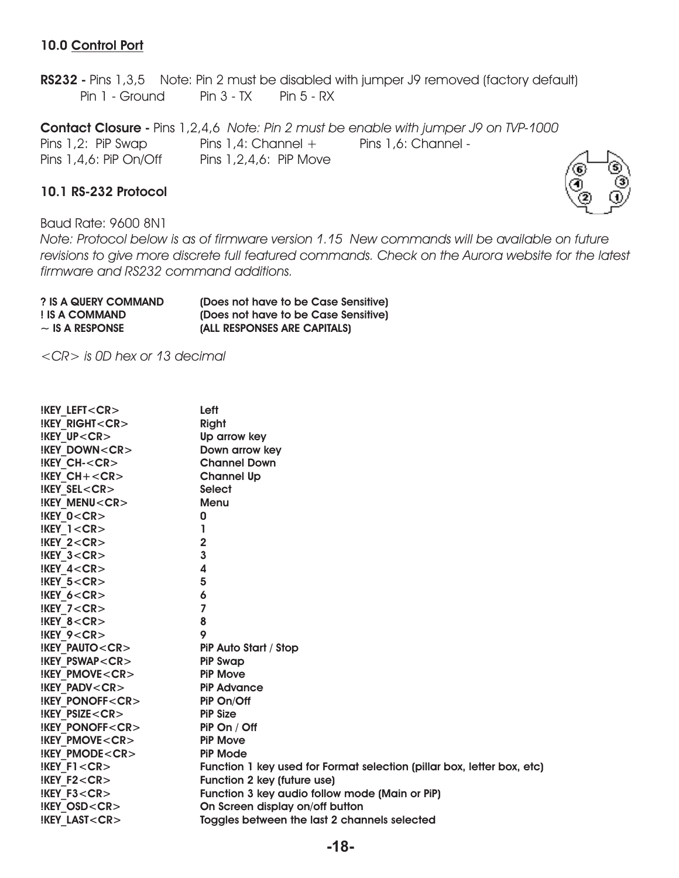## 10.0 Control Port

**RS232 -** Pins 1,3,5 Note: Pin 2 must be disabled with jumper J9 removed (factory default)
Pin 1 - Ground Pin 3 - TX Pin 5 - RX

**Contact Closure -** Pins 1,2,4,6 *Note: Pin 2 must be enable with jumper J9 on TVP-1000*
Pins 1,2: PiP Swap Pins 1,4: Channel + Pins 1,6: Channel -
Pins 1,4,6: PiP On/Off Pins 1,2,4,6: PiP Move

### 10.1 RS-232 Protocol

Baud Rate: 9600 8N1
*Note: Protocol below is as of firmware version 1.15 New commands will be available on future revisions to give more discrete full featured commands. Check on the Aurora website for the latest firmware and RS232 command additions.*

| | |
|---|---|
| **? IS A QUERY COMMAND** | **(Does not have to be Case Sensitive)** |
| **! IS A COMMAND** | **(Does not have to be Case Sensitive)** |
| **~ IS A RESPONSE** | **(ALL RESPONSES ARE CAPITALS)** |

*<CR> is 0D hex or 13 decimal*

| Command | Description |
|---|---|
| **!KEY_LEFT<CR>** | **Left** |
| **!KEY_RIGHT<CR>** | **Right** |
| **!KEY_UP<CR>** | **Up arrow key** |
| **!KEY_DOWN<CR>** | **Down arrow key** |
| **!KEY_CH-<CR>** | **Channel Down** |
| **!KEY_CH+<CR>** | **Channel Up** |
| **!KEY_SEL<CR>** | **Select** |
| **!KEY_MENU<CR>** | **Menu** |
| **!KEY_0<CR>** | **0** |
| **!KEY_1<CR>** | **1** |
| **!KEY_2<CR>** | **2** |
| **!KEY_3<CR>** | **3** |
| **!KEY_4<CR>** | **4** |
| **!KEY_5<CR>** | **5** |
| **!KEY_6<CR>** | **6** |
| **!KEY_7<CR>** | **7** |
| **!KEY_8<CR>** | **8** |
| **!KEY_9<CR>** | **9** |
| **!KEY_PAUTO<CR>** | **PiP Auto Start / Stop** |
| **!KEY_PSWAP<CR>** | **PiP Swap** |
| **!KEY_PMOVE<CR>** | **PiP Move** |
| **!KEY_PADV<CR>** | **PiP Advance** |
| **!KEY_PONOFF<CR>** | **PiP On/Off** |
| **!KEY_PSIZE<CR>** | **PiP Size** |
| **!KEY_PONOFF<CR>** | **PiP On / Off** |
| **!KEY_PMOVE<CR>** | **PiP Move** |
| **!KEY_PMODE<CR>** | **PiP Mode** |
| **!KEY_F1<CR>** | **Function 1 key used for Format selection (pillar box, letter box, etc)** |
| **!KEY_F2<CR>** | **Function 2 key (future use)** |
| **!KEY_F3<CR>** | **Function 3 key audio follow mode (Main or PiP)** |
| **!KEY_OSD<CR>** | **On Screen display on/off button** |
| **!KEY_LAST<CR>** | **Toggles between the last 2 channels selected** |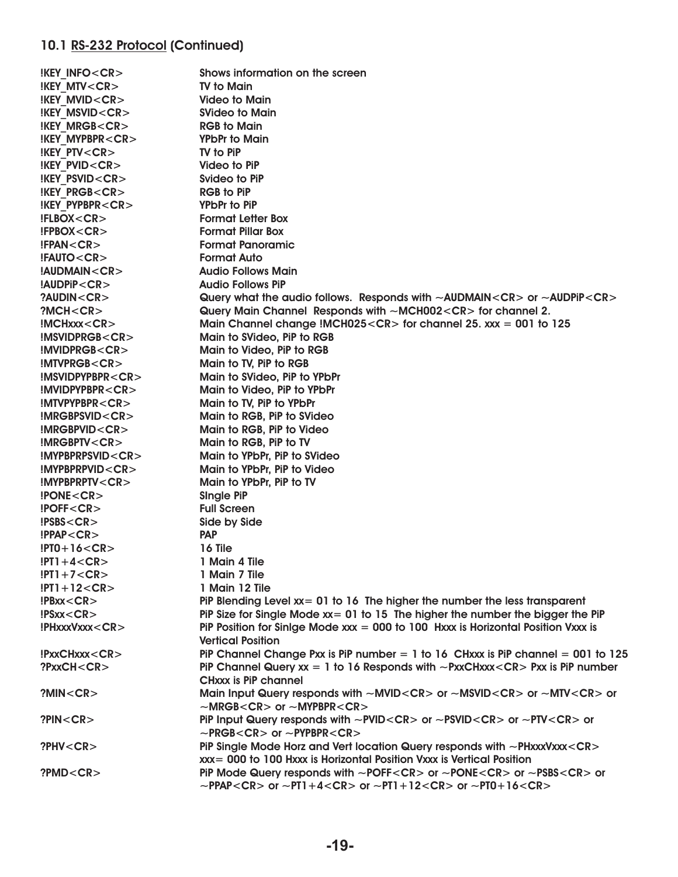### 10.1 RS-232 Protocol (Continued)

| Command | Description |
|---|---|
| !KEY_INFO<CR> | Shows information on the screen |
| !KEY_MTV<CR> | TV to Main |
| !KEY_MVID<CR> | Video to Main |
| !KEY_MSVID<CR> | SVideo to Main |
| !KEY_MRGB<CR> | RGB to Main |
| !KEY_MYPBPR<CR> | YPbPr to Main |
| !KEY_PTV<CR> | TV to PiP |
| !KEY_PVID<CR> | Video to PiP |
| !KEY_PSVID<CR> | Svideo to PiP |
| !KEY_PRGB<CR> | RGB to PiP |
| !KEY_PYPBPR<CR> | YPbPr to PiP |
| !FLBOX<CR> | Format Letter Box |
| !FPBOX<CR> | Format Pillar Box |
| !FPAN<CR> | Format Panoramic |
| !FAUTO<CR> | Format Auto |
| !AUDMAIN<CR> | Audio Follows Main |
| !AUDPiP<CR> | Audio Follows PiP |
| ?AUDIN<CR> | Query what the audio follows. Responds with ~AUDMAIN<CR> or ~AUDPiP<CR> |
| ?MCH<CR> | Query Main Channel Responds with ~MCH002<CR> for channel 2. |
| !MCHxxx<CR> | Main Channel change !MCH025<CR> for channel 25. xxx = 001 to 125 |
| !MSVIDPRGB<CR> | Main to SVideo, PiP to RGB |
| !MVIDPRGB<CR> | Main to Video, PiP to RGB |
| !MTVPRGB<CR> | Main to TV, PiP to RGB |
| !MSVIDPYPBPR<CR> | Main to SVideo, PiP to YPbPr |
| !MVIDPYPBPR<CR> | Main to Video, PiP to YPbPr |
| !MTVPYPBPR<CR> | Main to TV, PiP to YPbPr |
| !MRGBPSVID<CR> | Main to RGB, PiP to SVideo |
| !MRGBPVID<CR> | Main to RGB, PiP to Video |
| !MRGBPTV<CR> | Main to RGB, PiP to TV |
| !MYPBPRPSVID<CR> | Main to YPbPr, PiP to SVideo |
| !MYPBPRPVID<CR> | Main to YPbPr, PiP to Video |
| !MYPBPRPTV<CR> | Main to YPbPr, PiP to TV |
| !PONE<CR> | SIngle PiP |
| !POFF<CR> | Full Screen |
| !PSBS<CR> | Side by Side |
| !PPAP<CR> | PAP |
| !PT0+16<CR> | 16 Tile |
| !PT1+4<CR> | 1 Main 4 Tile |
| !PT1+7<CR> | 1 Main 7 Tile |
| !PT1+12<CR> | 1 Main 12 Tile |
| !PBxx<CR> | PiP Blending Level xx= 01 to 16 The higher the number the less transparent |
| !PSxx<CR> | PiP Size for Single Mode xx= 01 to 15 The higher the number the bigger the PiP |
| !PHxxxVxxx<CR> | PiP Position for Sinlge Mode xxx = 000 to 100 Hxxx is Horizontal Position Vxxx is Vertical Position |
| !PxxCHxxx<CR> | PiP Channel Change Pxx is PiP number = 1 to 16 CHxxx is PiP channel = 001 to 125 |
| ?PxxCH<CR> | PiP Channel Query xx = 1 to 16 Responds with ~PxxCHxxx<CR> Pxx is PiP number CHxxx is PiP channel |
| ?MIN<CR> | Main Input Query responds with ~MVID<CR> or ~MSVID<CR> or ~MTV<CR> or ~MRGB<CR> or ~MYPBPR<CR> |
| ?PIN<CR> | PiP Input Query responds with ~PVID<CR> or ~PSVID<CR> or ~PTV<CR> or ~PRGB<CR> or ~PYPBPR<CR> |
| ?PHV<CR> | PiP Single Mode Horz and Vert location Query responds with ~PHxxxVxxx<CR> xxx= 000 to 100 Hxxx is Horizontal Position Vxxx is Vertical Position |
| ?PMD<CR> | PiP Mode Query responds with ~POFF<CR> or ~PONE<CR> or ~PSBS<CR> or ~PPAP<CR> or ~PT1+4<CR> or ~PT1+12<CR> or ~PT0+16<CR> |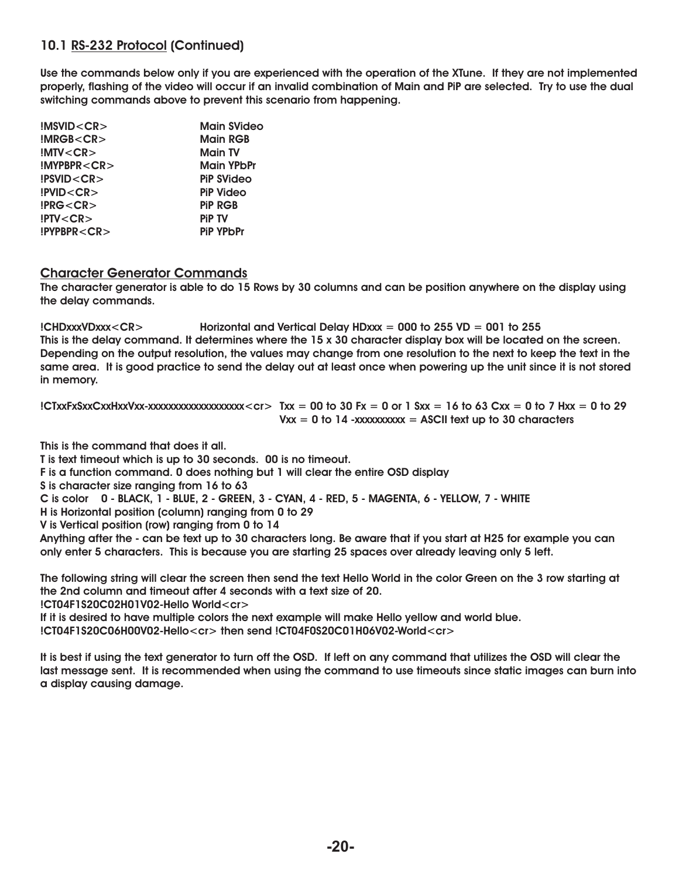### 10.1 RS-232 Protocol (Continued)

Use the commands below only if you are experienced with the operation of the XTune. If they are not implemented properly, flashing of the video will occur if an invalid combination of Main and PiP are selected. Try to use the dual switching commands above to prevent this scenario from happening.

| | |
|---|---|
| !MSVID<CR> | Main SVideo |
| !MRGB<CR> | Main RGB |
| !MTV<CR> | Main TV |
| !MYPBPR<CR> | Main YPbPr |
| !PSVID<CR> | PiP SVideo |
| !PVID<CR> | PiP Video |
| !PRG<CR> | PiP RGB |
| !PTV<CR> | PiP TV |
| !PYPBPR<CR> | PiP YPbPr |

## Character Generator Commands

The character generator is able to do 15 Rows by 30 columns and can be position anywhere on the display using the delay commands.

**!CHDxxxVDxxx<CR>** Horizontal and Vertical Delay HDxxx = 000 to 255 VD = 001 to 255

This is the delay command. It determines where the 15 x 30 character display box will be located on the screen. Depending on the output resolution, the values may change from one resolution to the next to keep the text in the same area. It is good practice to send the delay out at least once when powering up the unit since it is not stored in memory.

**!CTxxFxSxxCxxHxxVxx-xxxxxxxxxxxxxxxxxxx<cr>** Txx = 00 to 30 Fx = 0 or 1 Sxx = 16 to 63 Cxx = 0 to 7 Hxx = 0 to 29 Vxx = 0 to 14 -xxxxxxxxxx = ASCII text up to 30 characters

This is the command that does it all.
T is text timeout which is up to 30 seconds. 00 is no timeout.
F is a function command. 0 does nothing but 1 will clear the entire OSD display
S is character size ranging from 16 to 63
C is color 0 - BLACK, 1 - BLUE, 2 - GREEN, 3 - CYAN, 4 - RED, 5 - MAGENTA, 6 - YELLOW, 7 - WHITE
H is Horizontal position (column) ranging from 0 to 29
V is Vertical position (row) ranging from 0 to 14
Anything after the - can be text up to 30 characters long. Be aware that if you start at H25 for example you can only enter 5 characters. This is because you are starting 25 spaces over already leaving only 5 left.

The following string will clear the screen then send the text Hello World in the color Green on the 3 row starting at the 2nd column and timeout after 4 seconds with a text size of 20.
!CT04F1S20C02H01V02-Hello World<cr>
If it is desired to have multiple colors the next example will make Hello yellow and world blue.
!CT04F1S20C06H00V02-Hello<cr> then send !CT04F0S20C01H06V02-World<cr>

It is best if using the text generator to turn off the OSD. If left on any command that utilizes the OSD will clear the last message sent. It is recommended when using the command to use timeouts since static images can burn into a display causing damage.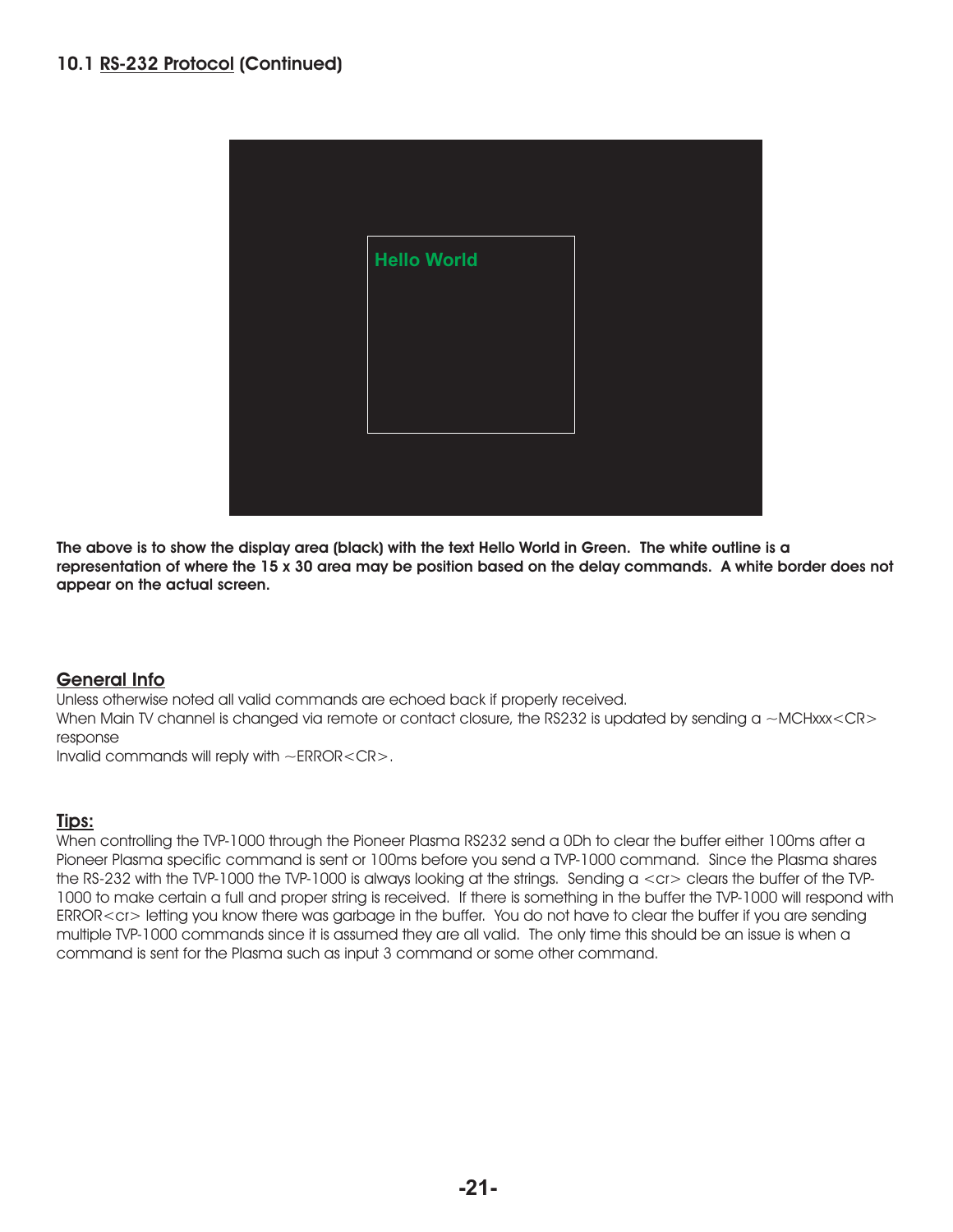### 10.1 RS-232 Protocol (Continued)

**The above is to show the display area (black) with the text Hello World in Green. The white outline is a representation of where the 15 x 30 area may be position based on the delay commands. A white border does not appear on the actual screen.**

## General Info

Unless otherwise noted all valid commands are echoed back if properly received.
When Main TV channel is changed via remote or contact closure, the RS232 is updated by sending a ~MCHxxx<CR> response
Invalid commands will reply with ~ERROR<CR>.

## Tips:

When controlling the TVP-1000 through the Pioneer Plasma RS232 send a 0Dh to clear the buffer either 100ms after a Pioneer Plasma specific command is sent or 100ms before you send a TVP-1000 command. Since the Plasma shares the RS-232 with the TVP-1000 the TVP-1000 is always looking at the strings. Sending a <cr> clears the buffer of the TVP-1000 to make certain a full and proper string is received. If there is something in the buffer the TVP-1000 will respond with ERROR<cr> letting you know there was garbage in the buffer. You do not have to clear the buffer if you are sending multiple TVP-1000 commands since it is assumed they are all valid. The only time this should be an issue is when a command is sent for the Plasma such as input 3 command or some other command.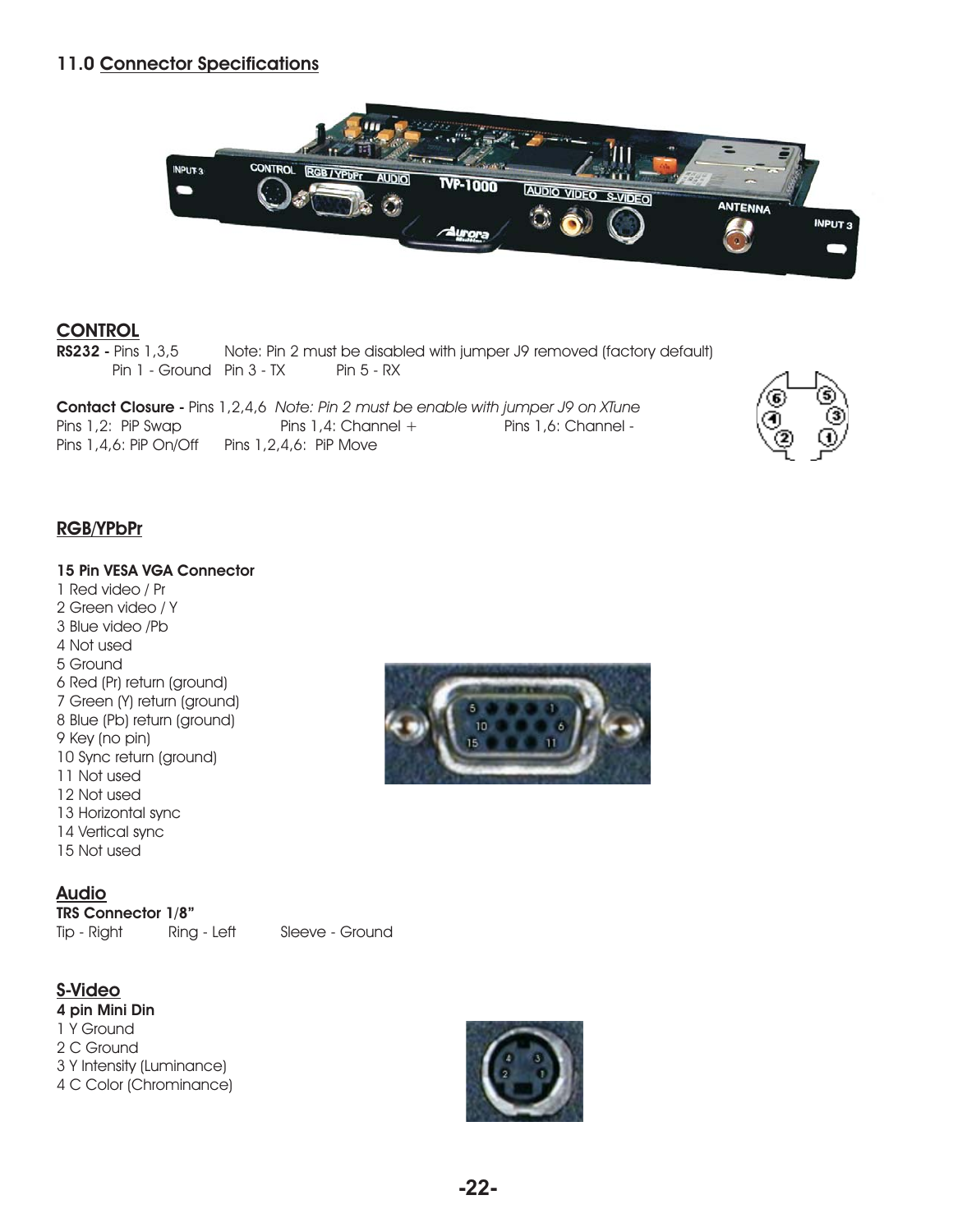## 11.0 Connector Specifications

### CONTROL

**RS232 -** Pins 1,3,5 Note: Pin 2 must be disabled with jumper J9 removed (factory default)

Pin 1 - Ground Pin 3 - TX Pin 5 - RX

**Contact Closure -** Pins 1,2,4,6 *Note: Pin 2 must be enable with jumper J9 on XTune*

Pins 1,2: PiP Swap Pins 1,4: Channel + Pins 1,6: Channel -

Pins 1,4,6: PiP On/Off Pins 1,2,4,6: PiP Move

### RGB/YPbPr

**15 Pin VESA VGA Connector**

1 Red video / Pr
2 Green video / Y
3 Blue video /Pb
4 Not used
5 Ground
6 Red (Pr) return (ground)
7 Green (Y) return (ground)
8 Blue (Pb) return (ground)
9 Key (no pin)
10 Sync return (ground)
11 Not used
12 Not used
13 Horizontal sync
14 Vertical sync
15 Not used

### Audio

**TRS Connector 1/8"**

Tip - Right Ring - Left Sleeve - Ground

### S-Video

**4 pin Mini Din**

1 Y Ground
2 C Ground
3 Y Intensity (Luminance)
4 C Color (Chrominance)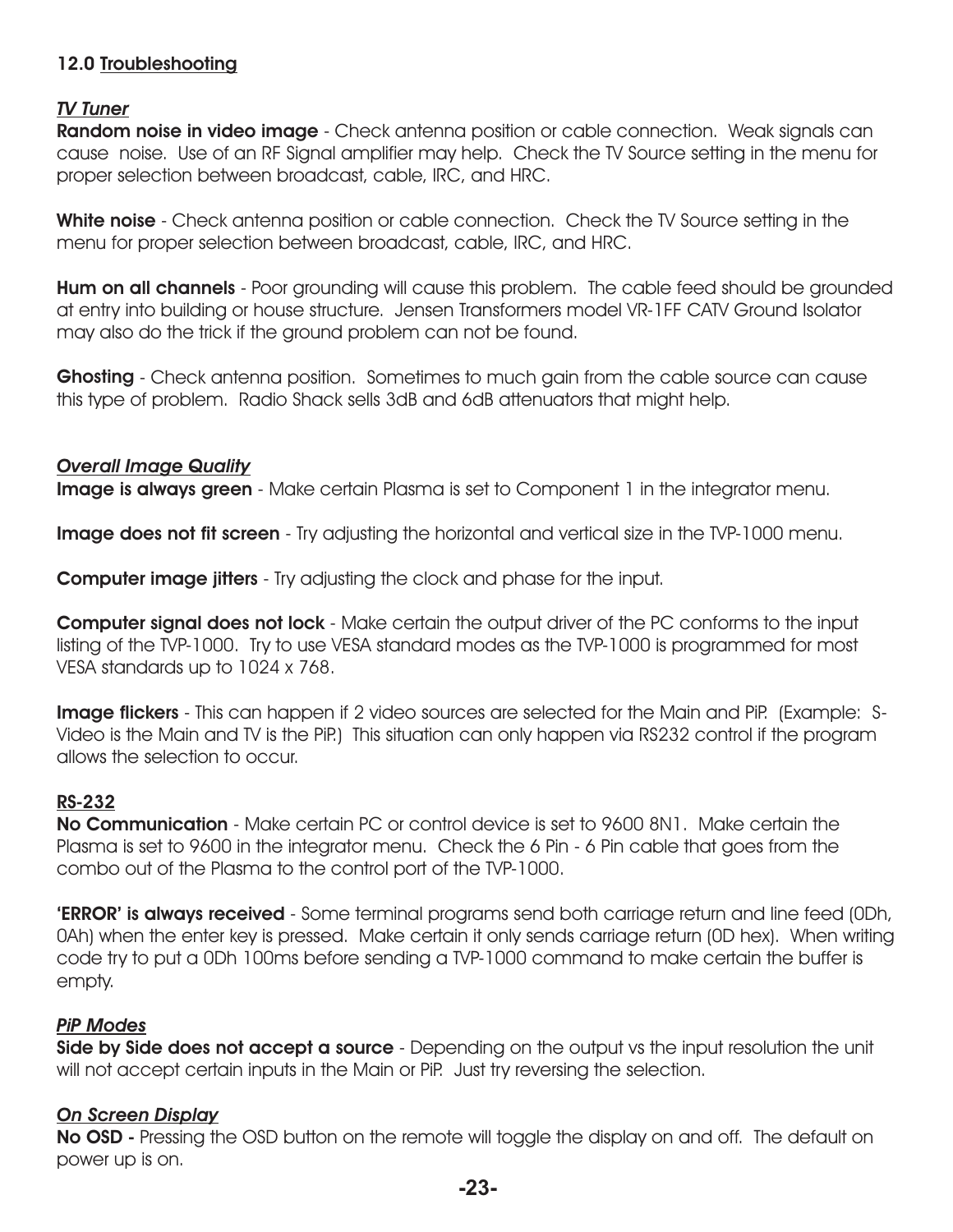## 12.0 <u>Troubleshooting</u>

### *TV Tuner*

**Random noise in video image** - Check antenna position or cable connection. Weak signals can cause noise. Use of an RF Signal amplifier may help. Check the TV Source setting in the menu for proper selection between broadcast, cable, IRC, and HRC.

**White noise** - Check antenna position or cable connection. Check the TV Source setting in the menu for proper selection between broadcast, cable, IRC, and HRC.

**Hum on all channels** - Poor grounding will cause this problem. The cable feed should be grounded at entry into building or house structure. Jensen Transformers model VR-1FF CATV Ground Isolator may also do the trick if the ground problem can not be found.

**Ghosting** - Check antenna position. Sometimes to much gain from the cable source can cause this type of problem. Radio Shack sells 3dB and 6dB attenuators that might help.

### *Overall Image Quality*

**Image is always green** - Make certain Plasma is set to Component 1 in the integrator menu.

**Image does not fit screen** - Try adjusting the horizontal and vertical size in the TVP-1000 menu.

**Computer image jitters** - Try adjusting the clock and phase for the input.

**Computer signal does not lock** - Make certain the output driver of the PC conforms to the input listing of the TVP-1000. Try to use VESA standard modes as the TVP-1000 is programmed for most VESA standards up to 1024 x 768.

**Image flickers** - This can happen if 2 video sources are selected for the Main and PiP. (Example: S-Video is the Main and TV is the PiP.) This situation can only happen via RS232 control if the program allows the selection to occur.

### <u>RS-232</u>

**No Communication** - Make certain PC or control device is set to 9600 8N1. Make certain the Plasma is set to 9600 in the integrator menu. Check the 6 Pin - 6 Pin cable that goes from the combo out of the Plasma to the control port of the TVP-1000.

**'ERROR' is always received** - Some terminal programs send both carriage return and line feed (0Dh, 0Ah) when the enter key is pressed. Make certain it only sends carriage return (0D hex). When writing code try to put a 0Dh 100ms before sending a TVP-1000 command to make certain the buffer is empty.

### *PiP Modes*

**Side by Side does not accept a source** - Depending on the output vs the input resolution the unit will not accept certain inputs in the Main or PiP. Just try reversing the selection.

### *On Screen Display*

**No OSD -** Pressing the OSD button on the remote will toggle the display on and off. The default on power up is on.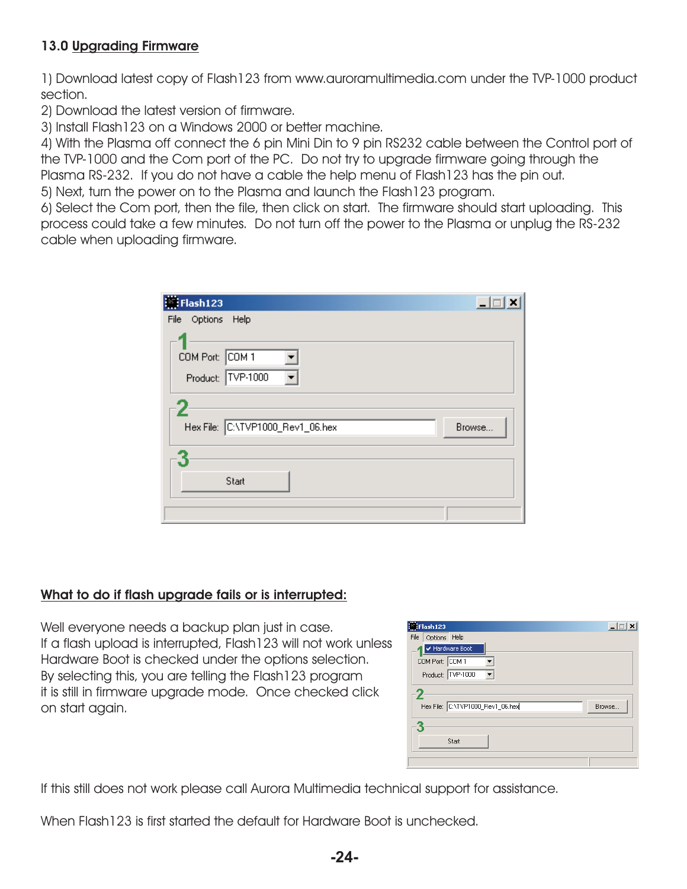## 13.0 Upgrading Firmware

1) Download latest copy of Flash123 from www.auroramultimedia.com under the TVP-1000 product section.
2) Download the latest version of firmware.
3) Install Flash123 on a Windows 2000 or better machine.
4) With the Plasma off connect the 6 pin Mini Din to 9 pin RS232 cable between the Control port of the TVP-1000 and the Com port of the PC. Do not try to upgrade firmware going through the Plasma RS-232. If you do not have a cable the help menu of Flash123 has the pin out.
5) Next, turn the power on to the Plasma and launch the Flash123 program.
6) Select the Com port, then the file, then click on start. The firmware should start uploading. This process could take a few minutes. Do not turn off the power to the Plasma or unplug the RS-232 cable when uploading firmware.

### What to do if flash upgrade fails or is interrupted:

Well everyone needs a backup plan just in case.
If a flash upload is interrupted, Flash123 will not work unless Hardware Boot is checked under the options selection. By selecting this, you are telling the Flash123 program it is still in firmware upgrade mode. Once checked click on start again.

If this still does not work please call Aurora Multimedia technical support for assistance.

When Flash123 is first started the default for Hardware Boot is unchecked.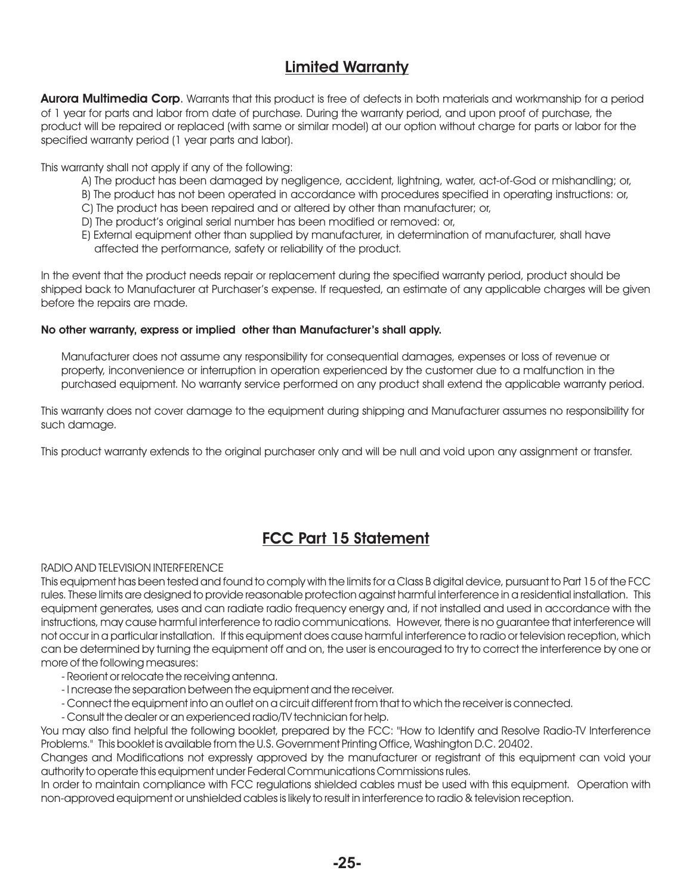## Limited Warranty

**Aurora Multimedia Corp**. Warrants that this product is free of defects in both materials and workmanship for a period of 1 year for parts and labor from date of purchase. During the warranty period, and upon proof of purchase, the product will be repaired or replaced (with same or similar model) at our option without charge for parts or labor for the specified warranty period (1 year parts and labor).

This warranty shall not apply if any of the following:

A) The product has been damaged by negligence, accident, lightning, water, act-of-God or mishandling; or,
B) The product has not been operated in accordance with procedures specified in operating instructions: or,
C) The product has been repaired and or altered by other than manufacturer; or,
D) The product's original serial number has been modified or removed: or,
E) External equipment other than supplied by manufacturer, in determination of manufacturer, shall have affected the performance, safety or reliability of the product.

In the event that the product needs repair or replacement during the specified warranty period, product should be shipped back to Manufacturer at Purchaser's expense. If requested, an estimate of any applicable charges will be given before the repairs are made.

**No other warranty, express or implied other than Manufacturer's shall apply.**

Manufacturer does not assume any responsibility for consequential damages, expenses or loss of revenue or property, inconvenience or interruption in operation experienced by the customer due to a malfunction in the purchased equipment. No warranty service performed on any product shall extend the applicable warranty period.

This warranty does not cover damage to the equipment during shipping and Manufacturer assumes no responsibility for such damage.

This product warranty extends to the original purchaser only and will be null and void upon any assignment or transfer.

## FCC Part 15 Statement

RADIO AND TELEVISION INTERFERENCE

This equipment has been tested and found to comply with the limits for a Class B digital device, pursuant to Part 15 of the FCC rules. These limits are designed to provide reasonable protection against harmful interference in a residential installation. This equipment generates, uses and can radiate radio frequency energy and, if not installed and used in accordance with the instructions, may cause harmful interference to radio communications. However, there is no guarantee that interference will not occur in a particular installation. If this equipment does cause harmful interference to radio or television reception, which can be determined by turning the equipment off and on, the user is encouraged to try to correct the interference by one or more of the following measures:

- Reorient or relocate the receiving antenna.
- Increase the separation between the equipment and the receiver.
- Connect the equipment into an outlet on a circuit different from that to which the receiver is connected.
- Consult the dealer or an experienced radio/TV technician for help.

You may also find helpful the following booklet, prepared by the FCC: "How to Identify and Resolve Radio-TV Interference Problems." This booklet is available from the U.S. Government Printing Office, Washington D.C. 20402.

Changes and Modifications not expressly approved by the manufacturer or registrant of this equipment can void your authority to operate this equipment under Federal Communications Commissions rules.

In order to maintain compliance with FCC regulations shielded cables must be used with this equipment. Operation with non-approved equipment or unshielded cables is likely to result in interference to radio & television reception.